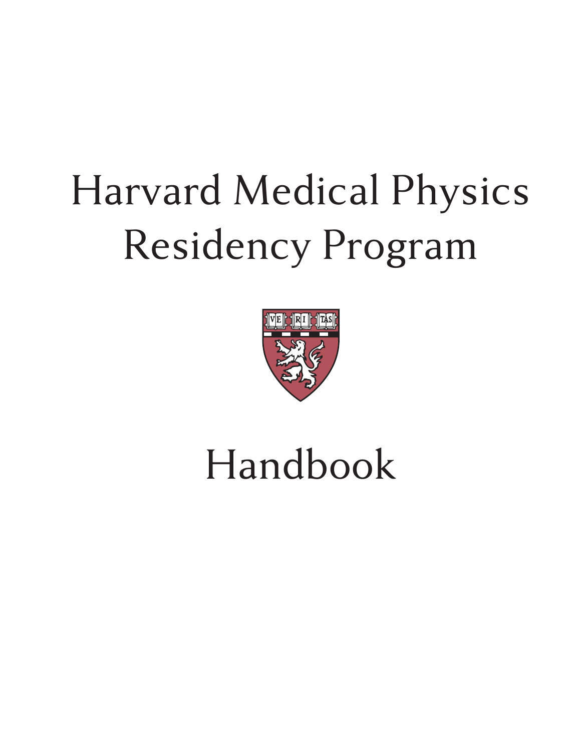# Harvard Medical Physics Residency Program

# Handbook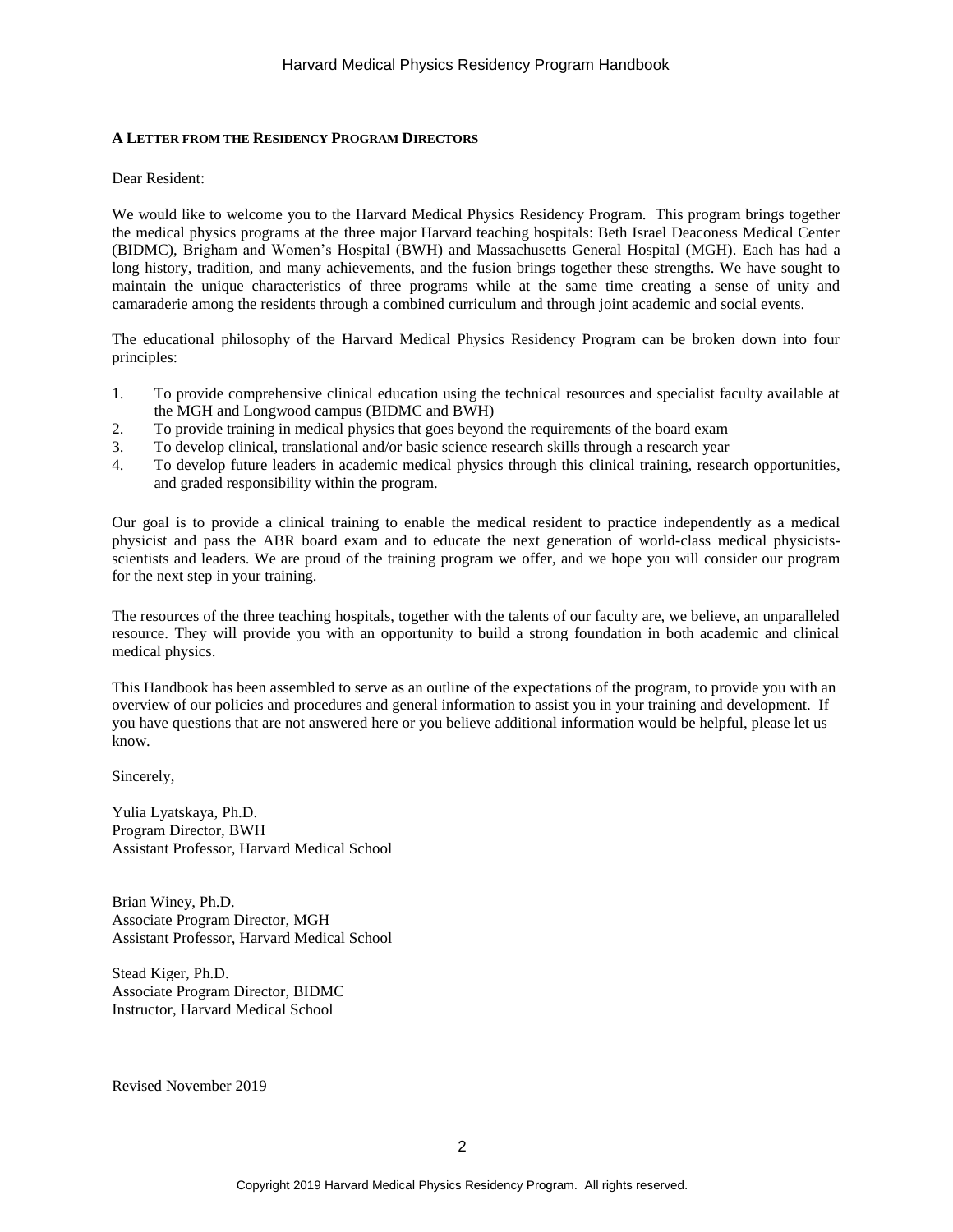## A Letter from the Residency Program Directors

Dear Resident:

We would like to welcome you to the Harvard Medical Physics Residency Program. This program brings together the medical physics programs at the three major Harvard teaching hospitals: Beth Israel Deaconess Medical Center (BIDMC), Brigham and Women's Hospital (BWH) and Massachusetts General Hospital (MGH). Each has had a long history, tradition, and many achievements, and the fusion brings together these strengths. We have sought to maintain the unique characteristics of three programs while at the same time creating a sense of unity and camaraderie among the residents through a combined curriculum and through joint academic and social events.

The educational philosophy of the Harvard Medical Physics Residency Program can be broken down into four principles:

1. To provide comprehensive clinical education using the technical resources and specialist faculty available at the MGH and Longwood campus (BIDMC and BWH)
2. To provide training in medical physics that goes beyond the requirements of the board exam
3. To develop clinical, translational and/or basic science research skills through a research year
4. To develop future leaders in academic medical physics through this clinical training, research opportunities, and graded responsibility within the program.

Our goal is to provide a clinical training to enable the medical resident to practice independently as a medical physicist and pass the ABR board exam and to educate the next generation of world-class medical physicists-scientists and leaders. We are proud of the training program we offer, and we hope you will consider our program for the next step in your training.

The resources of the three teaching hospitals, together with the talents of our faculty are, we believe, an unparalleled resource. They will provide you with an opportunity to build a strong foundation in both academic and clinical medical physics.

This Handbook has been assembled to serve as an outline of the expectations of the program, to provide you with an overview of our policies and procedures and general information to assist you in your training and development. If you have questions that are not answered here or you believe additional information would be helpful, please let us know.

Sincerely,

Yulia Lyatskaya, Ph.D.
Program Director, BWH
Assistant Professor, Harvard Medical School

Brian Winey, Ph.D.
Associate Program Director, MGH
Assistant Professor, Harvard Medical School

Stead Kiger, Ph.D.
Associate Program Director, BIDMC
Instructor, Harvard Medical School

Revised November 2019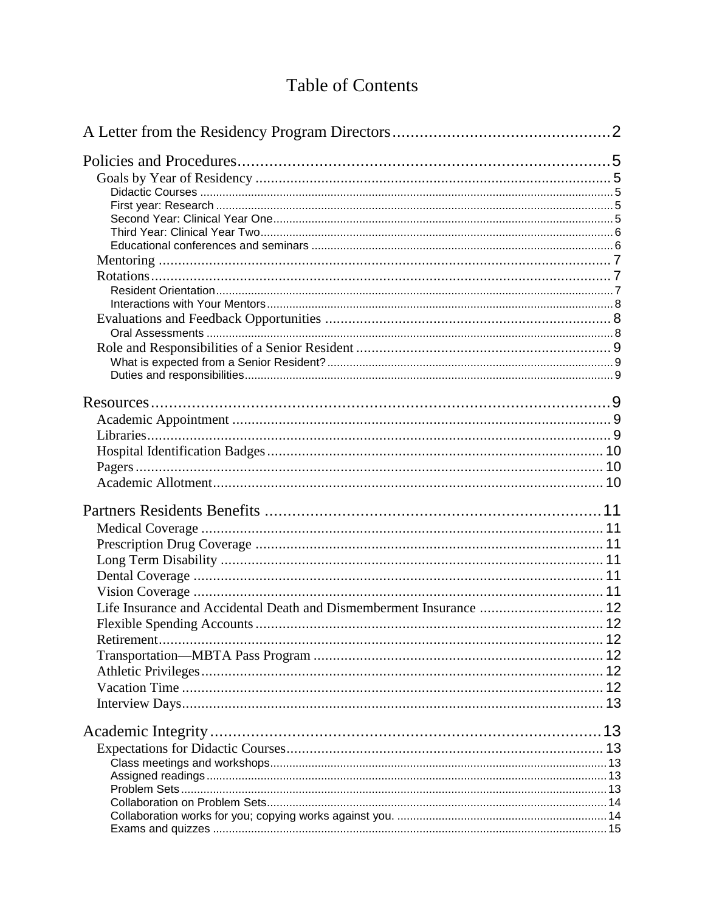# Table of Contents

A Letter from the Residency Program Directors .......... 2

Policies and Procedures .......... 5

- Goals by Year of Residency .......... 5
  - Didactic Courses .......... 5
  - First year: Research .......... 5
  - Second Year: Clinical Year One .......... 5
  - Third Year: Clinical Year Two .......... 6
  - Educational conferences and seminars .......... 6
- Mentoring .......... 7
- Rotations .......... 7
  - Resident Orientation .......... 7
  - Interactions with Your Mentors .......... 8
- Evaluations and Feedback Opportunities .......... 8
  - Oral Assessments .......... 8
- Role and Responsibilities of a Senior Resident .......... 9
  - What is expected from a Senior Resident? .......... 9
  - Duties and responsibilities .......... 9

Resources .......... 9

- Academic Appointment .......... 9
- Libraries .......... 9
- Hospital Identification Badges .......... 10
- Pagers .......... 10
- Academic Allotment .......... 10

Partners Residents Benefits .......... 11

- Medical Coverage .......... 11
- Prescription Drug Coverage .......... 11
- Long Term Disability .......... 11
- Dental Coverage .......... 11
- Vision Coverage .......... 11
- Life Insurance and Accidental Death and Dismemberment Insurance .......... 12
- Flexible Spending Accounts .......... 12
- Retirement .......... 12
- Transportation—MBTA Pass Program .......... 12
- Athletic Privileges .......... 12
- Vacation Time .......... 12
- Interview Days .......... 13

Academic Integrity .......... 13

- Expectations for Didactic Courses .......... 13
  - Class meetings and workshops .......... 13
  - Assigned readings .......... 13
  - Problem Sets .......... 13
  - Collaboration on Problem Sets .......... 14
  - Collaboration works for you; copying works against you. .......... 14
  - Exams and quizzes .......... 15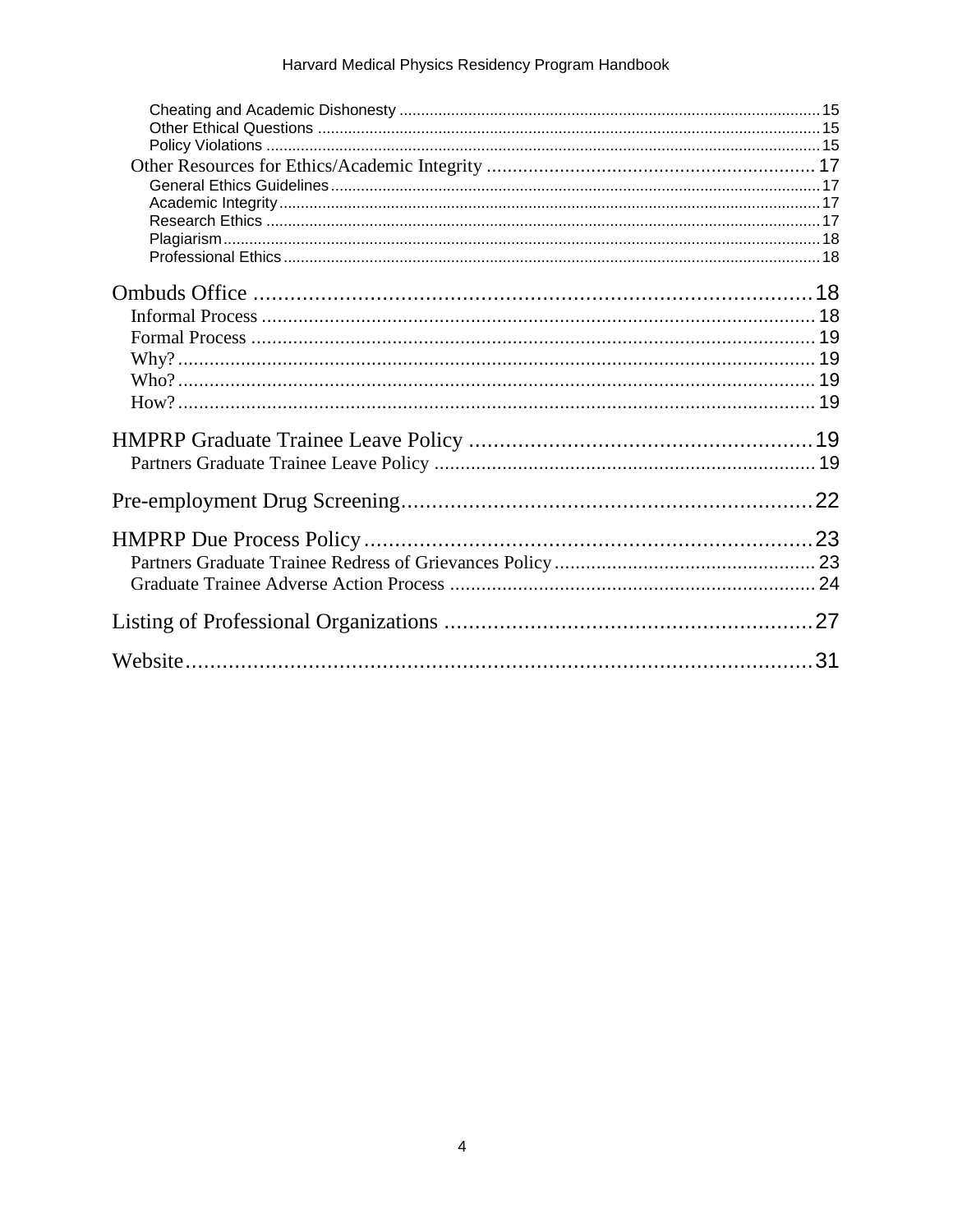- Cheating and Academic Dishonesty ..... 15
- Other Ethical Questions ..... 15
- Policy Violations ..... 15

Other Resources for Ethics/Academic Integrity ..... 17

- General Ethics Guidelines ..... 17
- Academic Integrity ..... 17
- Research Ethics ..... 17
- Plagiarism ..... 18
- Professional Ethics ..... 18

Ombuds Office ..... 18

- Informal Process ..... 18
- Formal Process ..... 19
- Why? ..... 19
- Who? ..... 19
- How? ..... 19

HMPRP Graduate Trainee Leave Policy ..... 19

- Partners Graduate Trainee Leave Policy ..... 19

Pre-employment Drug Screening ..... 22

HMPRP Due Process Policy ..... 23

- Partners Graduate Trainee Redress of Grievances Policy ..... 23
- Graduate Trainee Adverse Action Process ..... 24

Listing of Professional Organizations ..... 27

Website ..... 31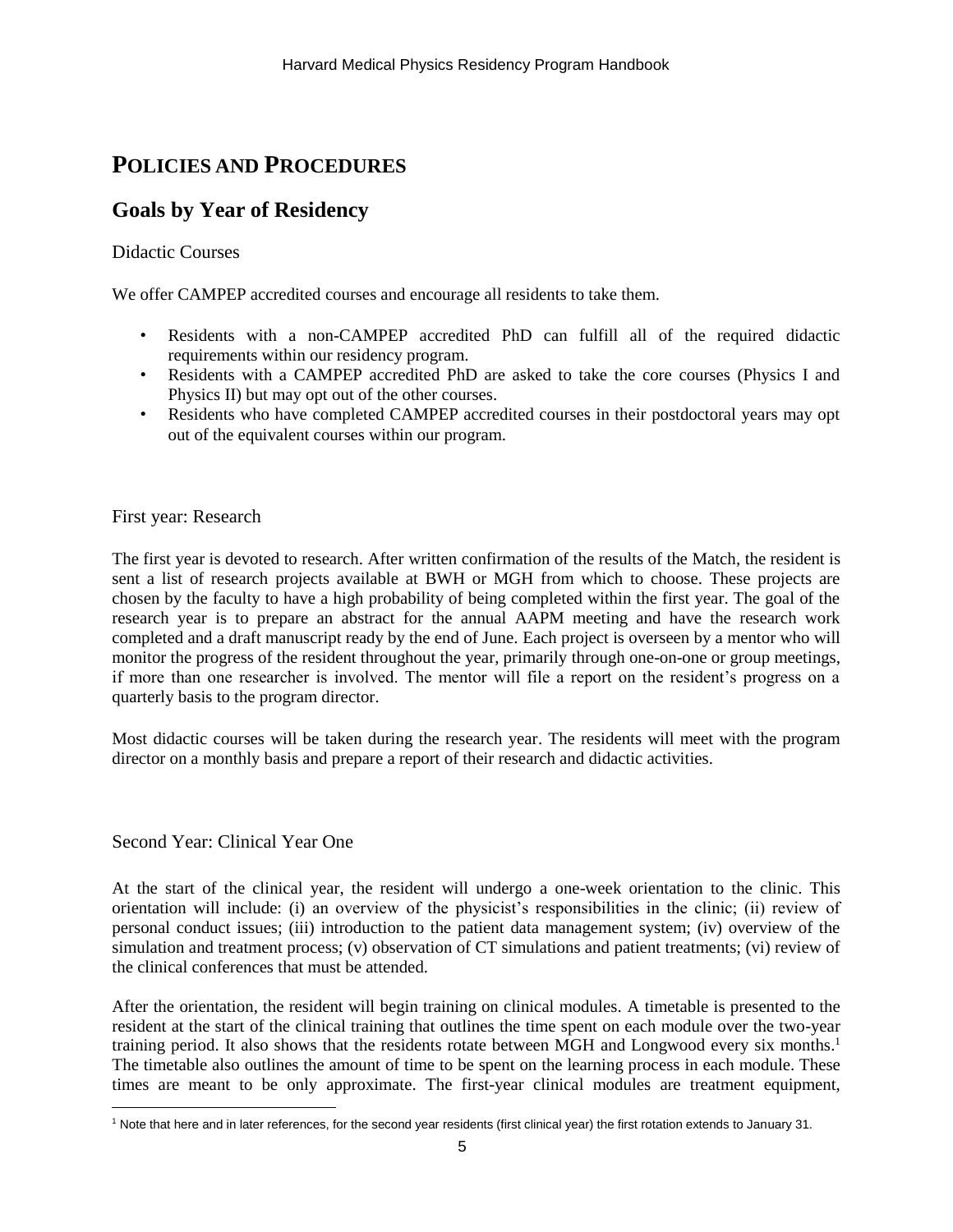# POLICIES AND PROCEDURES

## Goals by Year of Residency

### Didactic Courses

We offer CAMPEP accredited courses and encourage all residents to take them.

- Residents with a non-CAMPEP accredited PhD can fulfill all of the required didactic requirements within our residency program.
- Residents with a CAMPEP accredited PhD are asked to take the core courses (Physics I and Physics II) but may opt out of the other courses.
- Residents who have completed CAMPEP accredited courses in their postdoctoral years may opt out of the equivalent courses within our program.

### First year: Research

The first year is devoted to research. After written confirmation of the results of the Match, the resident is sent a list of research projects available at BWH or MGH from which to choose. These projects are chosen by the faculty to have a high probability of being completed within the first year. The goal of the research year is to prepare an abstract for the annual AAPM meeting and have the research work completed and a draft manuscript ready by the end of June. Each project is overseen by a mentor who will monitor the progress of the resident throughout the year, primarily through one-on-one or group meetings, if more than one researcher is involved. The mentor will file a report on the resident's progress on a quarterly basis to the program director.

Most didactic courses will be taken during the research year. The residents will meet with the program director on a monthly basis and prepare a report of their research and didactic activities.

### Second Year: Clinical Year One

At the start of the clinical year, the resident will undergo a one-week orientation to the clinic. This orientation will include: (i) an overview of the physicist's responsibilities in the clinic; (ii) review of personal conduct issues; (iii) introduction to the patient data management system; (iv) overview of the simulation and treatment process; (v) observation of CT simulations and patient treatments; (vi) review of the clinical conferences that must be attended.

After the orientation, the resident will begin training on clinical modules. A timetable is presented to the resident at the start of the clinical training that outlines the time spent on each module over the two-year training period. It also shows that the residents rotate between MGH and Longwood every six months.[1] The timetable also outlines the amount of time to be spent on the learning process in each module. These times are meant to be only approximate. The first-year clinical modules are treatment equipment,

[1] Note that here and in later references, for the second year residents (first clinical year) the first rotation extends to January 31.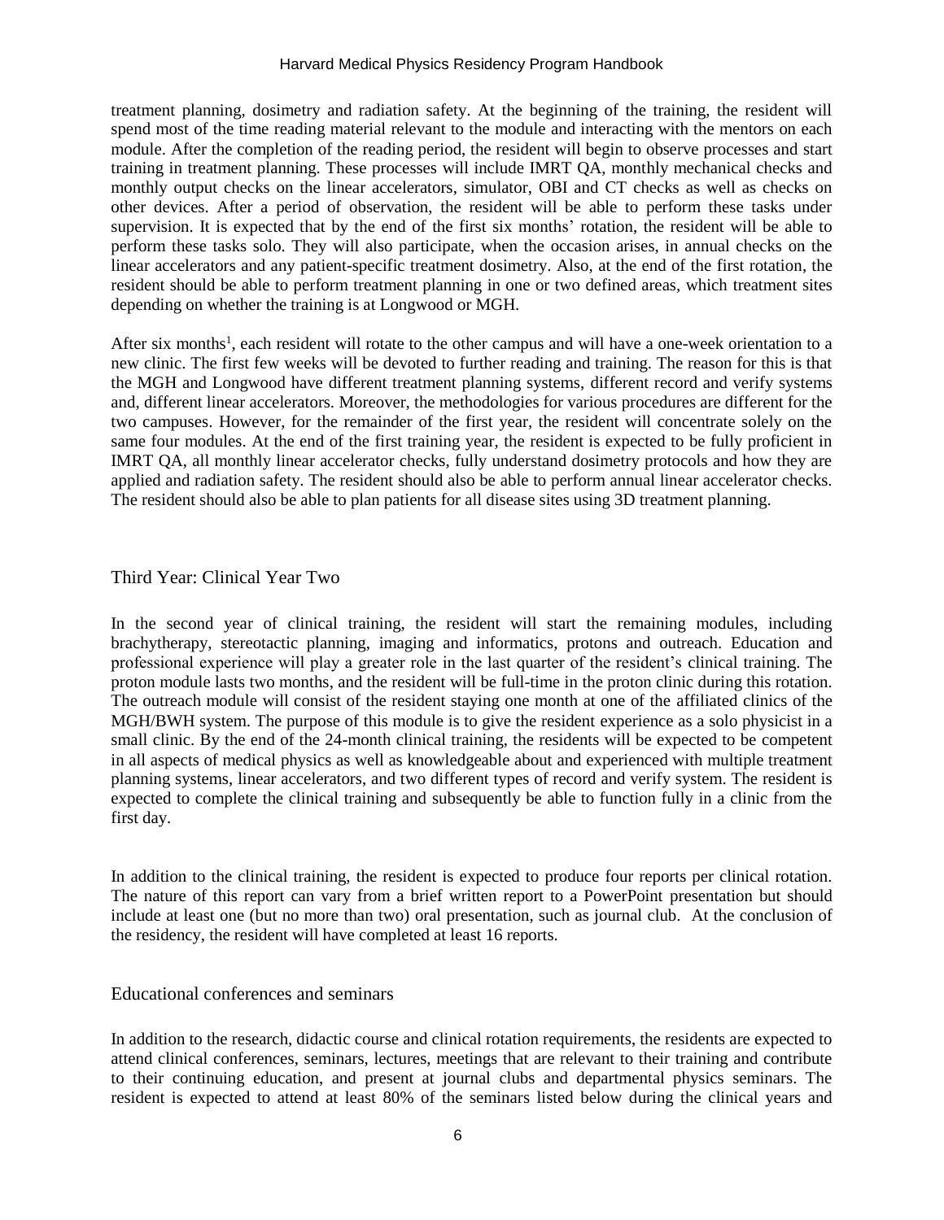treatment planning, dosimetry and radiation safety. At the beginning of the training, the resident will spend most of the time reading material relevant to the module and interacting with the mentors on each module. After the completion of the reading period, the resident will begin to observe processes and start training in treatment planning. These processes will include IMRT QA, monthly mechanical checks and monthly output checks on the linear accelerators, simulator, OBI and CT checks as well as checks on other devices. After a period of observation, the resident will be able to perform these tasks under supervision. It is expected that by the end of the first six months' rotation, the resident will be able to perform these tasks solo. They will also participate, when the occasion arises, in annual checks on the linear accelerators and any patient-specific treatment dosimetry. Also, at the end of the first rotation, the resident should be able to perform treatment planning in one or two defined areas, which treatment sites depending on whether the training is at Longwood or MGH.

After six months[1], each resident will rotate to the other campus and will have a one-week orientation to a new clinic. The first few weeks will be devoted to further reading and training. The reason for this is that the MGH and Longwood have different treatment planning systems, different record and verify systems and, different linear accelerators. Moreover, the methodologies for various procedures are different for the two campuses. However, for the remainder of the first year, the resident will concentrate solely on the same four modules. At the end of the first training year, the resident is expected to be fully proficient in IMRT QA, all monthly linear accelerator checks, fully understand dosimetry protocols and how they are applied and radiation safety. The resident should also be able to perform annual linear accelerator checks. The resident should also be able to plan patients for all disease sites using 3D treatment planning.

## Third Year: Clinical Year Two

In the second year of clinical training, the resident will start the remaining modules, including brachytherapy, stereotactic planning, imaging and informatics, protons and outreach. Education and professional experience will play a greater role in the last quarter of the resident's clinical training. The proton module lasts two months, and the resident will be full-time in the proton clinic during this rotation. The outreach module will consist of the resident staying one month at one of the affiliated clinics of the MGH/BWH system. The purpose of this module is to give the resident experience as a solo physicist in a small clinic. By the end of the 24-month clinical training, the residents will be expected to be competent in all aspects of medical physics as well as knowledgeable about and experienced with multiple treatment planning systems, linear accelerators, and two different types of record and verify system. The resident is expected to complete the clinical training and subsequently be able to function fully in a clinic from the first day.

In addition to the clinical training, the resident is expected to produce four reports per clinical rotation. The nature of this report can vary from a brief written report to a PowerPoint presentation but should include at least one (but no more than two) oral presentation, such as journal club. At the conclusion of the residency, the resident will have completed at least 16 reports.

## Educational conferences and seminars

In addition to the research, didactic course and clinical rotation requirements, the residents are expected to attend clinical conferences, seminars, lectures, meetings that are relevant to their training and contribute to their continuing education, and present at journal clubs and departmental physics seminars. The resident is expected to attend at least 80% of the seminars listed below during the clinical years and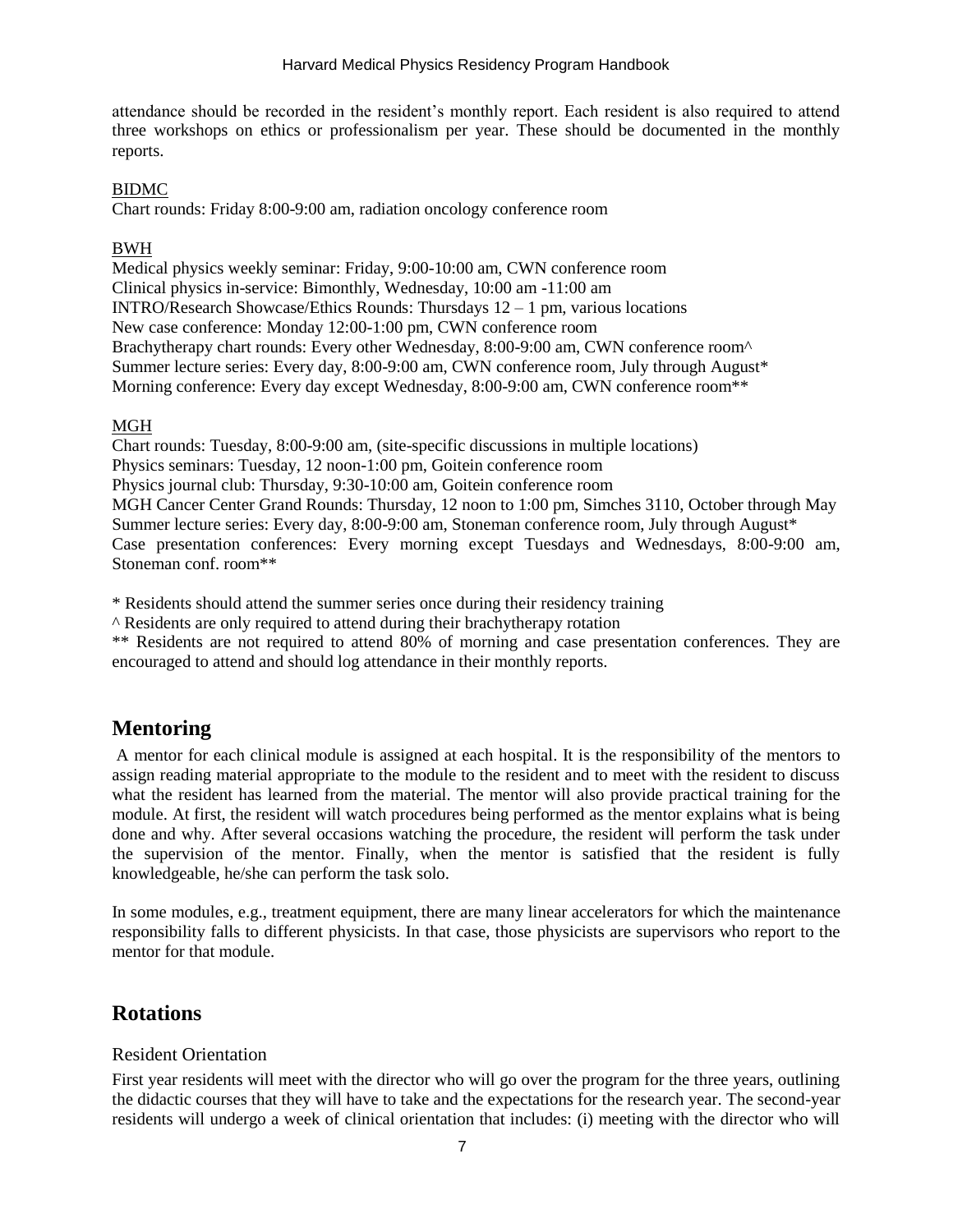attendance should be recorded in the resident's monthly report. Each resident is also required to attend three workshops on ethics or professionalism per year. These should be documented in the monthly reports.

BIDMC

Chart rounds: Friday 8:00-9:00 am, radiation oncology conference room

BWH

Medical physics weekly seminar: Friday, 9:00-10:00 am, CWN conference room
Clinical physics in-service: Bimonthly, Wednesday, 10:00 am -11:00 am
INTRO/Research Showcase/Ethics Rounds: Thursdays 12 – 1 pm, various locations
New case conference: Monday 12:00-1:00 pm, CWN conference room
Brachytherapy chart rounds: Every other Wednesday, 8:00-9:00 am, CWN conference room^
Summer lecture series: Every day, 8:00-9:00 am, CWN conference room, July through August*
Morning conference: Every day except Wednesday, 8:00-9:00 am, CWN conference room**

MGH

Chart rounds: Tuesday, 8:00-9:00 am, (site-specific discussions in multiple locations)
Physics seminars: Tuesday, 12 noon-1:00 pm, Goitein conference room
Physics journal club: Thursday, 9:30-10:00 am, Goitein conference room
MGH Cancer Center Grand Rounds: Thursday, 12 noon to 1:00 pm, Simches 3110, October through May
Summer lecture series: Every day, 8:00-9:00 am, Stoneman conference room, July through August*
Case presentation conferences: Every morning except Tuesdays and Wednesdays, 8:00-9:00 am, Stoneman conf. room**

* Residents should attend the summer series once during their residency training
^ Residents are only required to attend during their brachytherapy rotation
** Residents are not required to attend 80% of morning and case presentation conferences. They are encouraged to attend and should log attendance in their monthly reports.

## Mentoring

A mentor for each clinical module is assigned at each hospital. It is the responsibility of the mentors to assign reading material appropriate to the module to the resident and to meet with the resident to discuss what the resident has learned from the material. The mentor will also provide practical training for the module. At first, the resident will watch procedures being performed as the mentor explains what is being done and why. After several occasions watching the procedure, the resident will perform the task under the supervision of the mentor. Finally, when the mentor is satisfied that the resident is fully knowledgeable, he/she can perform the task solo.

In some modules, e.g., treatment equipment, there are many linear accelerators for which the maintenance responsibility falls to different physicists. In that case, those physicists are supervisors who report to the mentor for that module.

## Rotations

### Resident Orientation

First year residents will meet with the director who will go over the program for the three years, outlining the didactic courses that they will have to take and the expectations for the research year. The second-year residents will undergo a week of clinical orientation that includes: (i) meeting with the director who will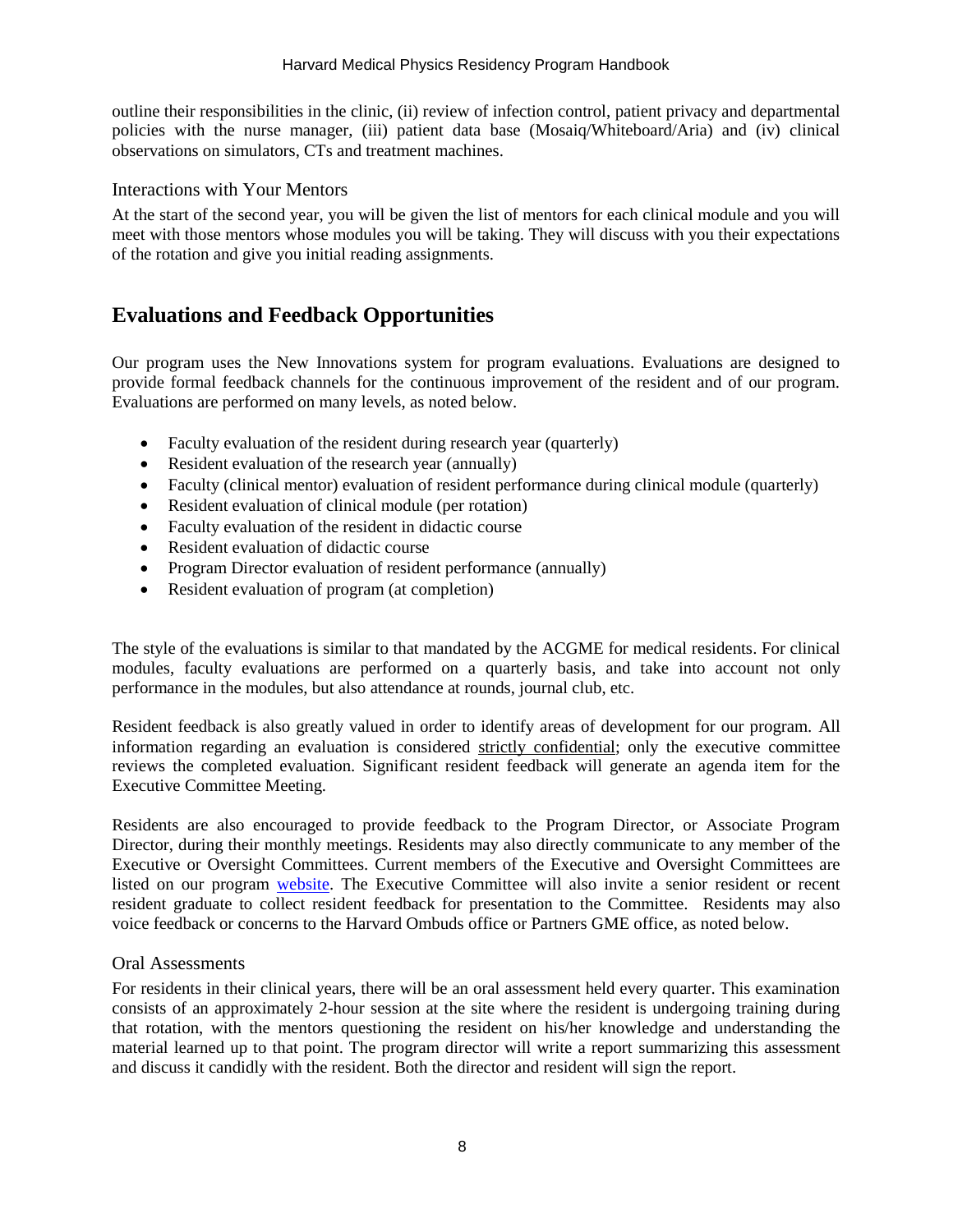outline their responsibilities in the clinic, (ii) review of infection control, patient privacy and departmental policies with the nurse manager, (iii) patient data base (Mosaiq/Whiteboard/Aria) and (iv) clinical observations on simulators, CTs and treatment machines.

### Interactions with Your Mentors

At the start of the second year, you will be given the list of mentors for each clinical module and you will meet with those mentors whose modules you will be taking. They will discuss with you their expectations of the rotation and give you initial reading assignments.

## Evaluations and Feedback Opportunities

Our program uses the New Innovations system for program evaluations. Evaluations are designed to provide formal feedback channels for the continuous improvement of the resident and of our program. Evaluations are performed on many levels, as noted below.

- Faculty evaluation of the resident during research year (quarterly)
- Resident evaluation of the research year (annually)
- Faculty (clinical mentor) evaluation of resident performance during clinical module (quarterly)
- Resident evaluation of clinical module (per rotation)
- Faculty evaluation of the resident in didactic course
- Resident evaluation of didactic course
- Program Director evaluation of resident performance (annually)
- Resident evaluation of program (at completion)

The style of the evaluations is similar to that mandated by the ACGME for medical residents. For clinical modules, faculty evaluations are performed on a quarterly basis, and take into account not only performance in the modules, but also attendance at rounds, journal club, etc.

Resident feedback is also greatly valued in order to identify areas of development for our program. All information regarding an evaluation is considered strictly confidential; only the executive committee reviews the completed evaluation. Significant resident feedback will generate an agenda item for the Executive Committee Meeting.

Residents are also encouraged to provide feedback to the Program Director, or Associate Program Director, during their monthly meetings. Residents may also directly communicate to any member of the Executive or Oversight Committees. Current members of the Executive and Oversight Committees are listed on our program website. The Executive Committee will also invite a senior resident or recent resident graduate to collect resident feedback for presentation to the Committee. Residents may also voice feedback or concerns to the Harvard Ombuds office or Partners GME office, as noted below.

### Oral Assessments

For residents in their clinical years, there will be an oral assessment held every quarter. This examination consists of an approximately 2-hour session at the site where the resident is undergoing training during that rotation, with the mentors questioning the resident on his/her knowledge and understanding the material learned up to that point. The program director will write a report summarizing this assessment and discuss it candidly with the resident. Both the director and resident will sign the report.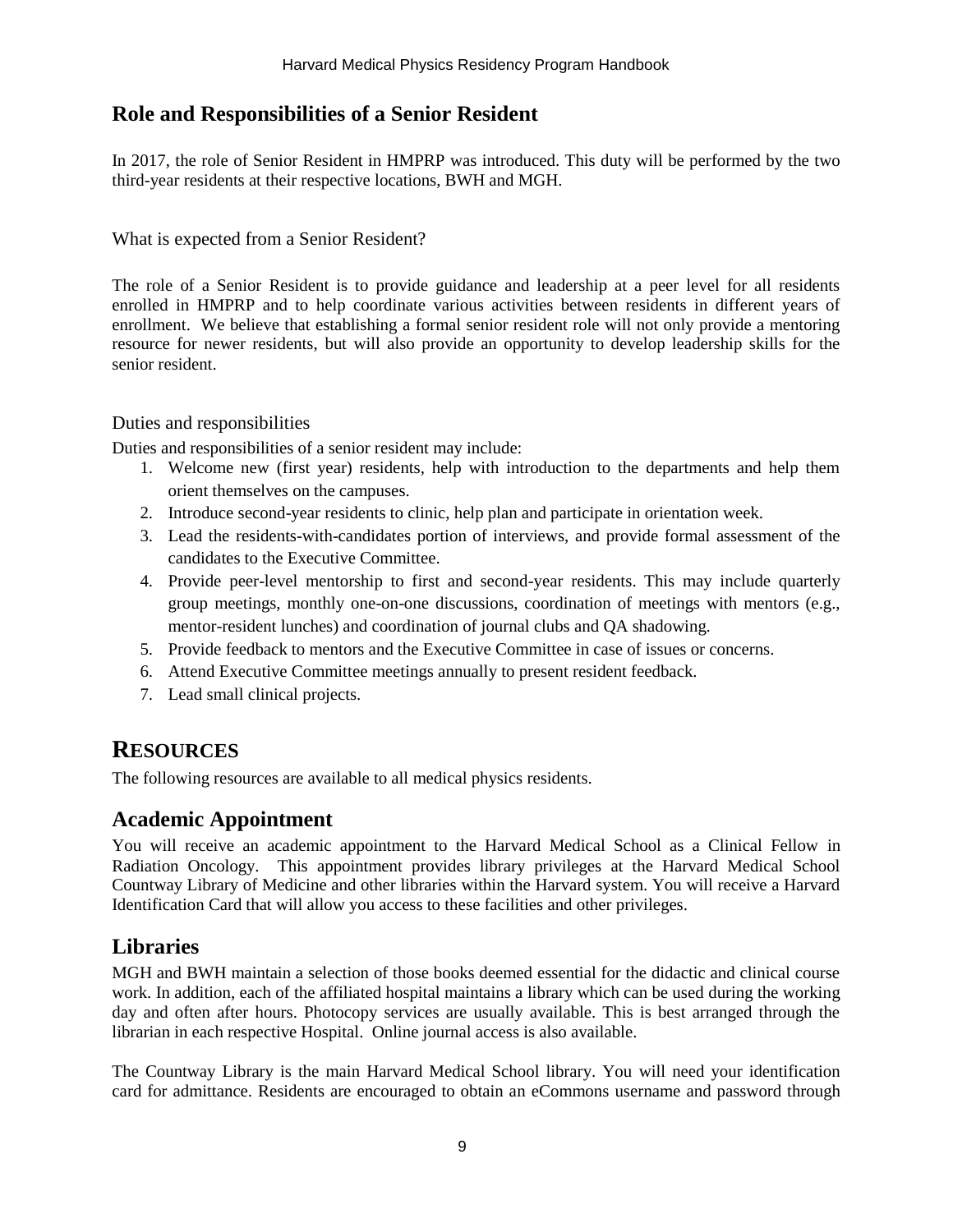## Role and Responsibilities of a Senior Resident

In 2017, the role of Senior Resident in HMPRP was introduced. This duty will be performed by the two third-year residents at their respective locations, BWH and MGH.

### What is expected from a Senior Resident?

The role of a Senior Resident is to provide guidance and leadership at a peer level for all residents enrolled in HMPRP and to help coordinate various activities between residents in different years of enrollment. We believe that establishing a formal senior resident role will not only provide a mentoring resource for newer residents, but will also provide an opportunity to develop leadership skills for the senior resident.

### Duties and responsibilities

Duties and responsibilities of a senior resident may include:

1. Welcome new (first year) residents, help with introduction to the departments and help them orient themselves on the campuses.
2. Introduce second-year residents to clinic, help plan and participate in orientation week.
3. Lead the residents-with-candidates portion of interviews, and provide formal assessment of the candidates to the Executive Committee.
4. Provide peer-level mentorship to first and second-year residents. This may include quarterly group meetings, monthly one-on-one discussions, coordination of meetings with mentors (e.g., mentor-resident lunches) and coordination of journal clubs and QA shadowing.
5. Provide feedback to mentors and the Executive Committee in case of issues or concerns.
6. Attend Executive Committee meetings annually to present resident feedback.
7. Lead small clinical projects.

# RESOURCES

The following resources are available to all medical physics residents.

## Academic Appointment

You will receive an academic appointment to the Harvard Medical School as a Clinical Fellow in Radiation Oncology. This appointment provides library privileges at the Harvard Medical School Countway Library of Medicine and other libraries within the Harvard system. You will receive a Harvard Identification Card that will allow you access to these facilities and other privileges.

## Libraries

MGH and BWH maintain a selection of those books deemed essential for the didactic and clinical course work. In addition, each of the affiliated hospital maintains a library which can be used during the working day and often after hours. Photocopy services are usually available. This is best arranged through the librarian in each respective Hospital. Online journal access is also available.

The Countway Library is the main Harvard Medical School library. You will need your identification card for admittance. Residents are encouraged to obtain an eCommons username and password through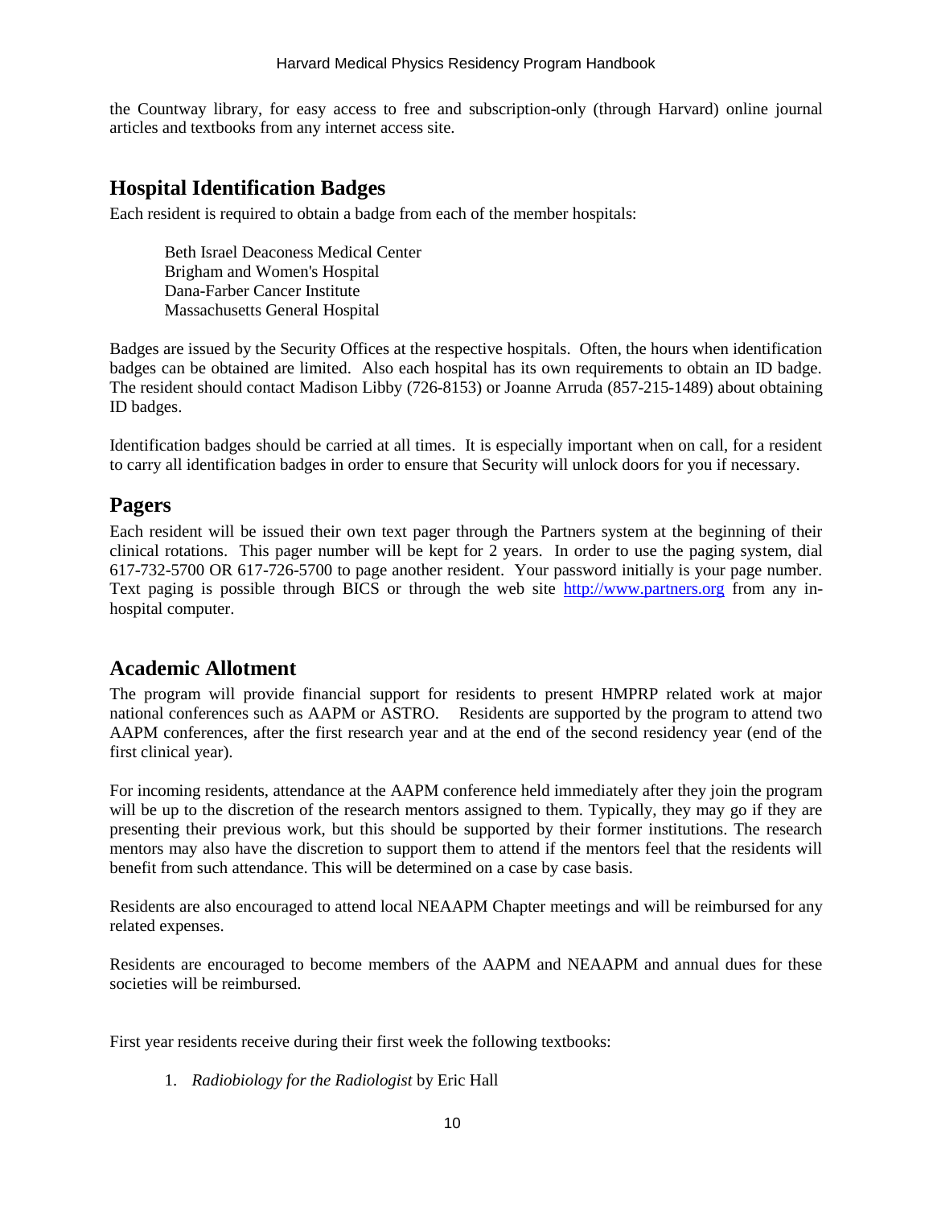the Countway library, for easy access to free and subscription-only (through Harvard) online journal articles and textbooks from any internet access site.

## Hospital Identification Badges

Each resident is required to obtain a badge from each of the member hospitals:

Beth Israel Deaconess Medical Center
Brigham and Women's Hospital
Dana-Farber Cancer Institute
Massachusetts General Hospital

Badges are issued by the Security Offices at the respective hospitals. Often, the hours when identification badges can be obtained are limited. Also each hospital has its own requirements to obtain an ID badge. The resident should contact Madison Libby (726-8153) or Joanne Arruda (857-215-1489) about obtaining ID badges.

Identification badges should be carried at all times. It is especially important when on call, for a resident to carry all identification badges in order to ensure that Security will unlock doors for you if necessary.

## Pagers

Each resident will be issued their own text pager through the Partners system at the beginning of their clinical rotations. This pager number will be kept for 2 years. In order to use the paging system, dial 617-732-5700 OR 617-726-5700 to page another resident. Your password initially is your page number. Text paging is possible through BICS or through the web site http://www.partners.org from any in-hospital computer.

## Academic Allotment

The program will provide financial support for residents to present HMPRP related work at major national conferences such as AAPM or ASTRO. Residents are supported by the program to attend two AAPM conferences, after the first research year and at the end of the second residency year (end of the first clinical year).

For incoming residents, attendance at the AAPM conference held immediately after they join the program will be up to the discretion of the research mentors assigned to them. Typically, they may go if they are presenting their previous work, but this should be supported by their former institutions. The research mentors may also have the discretion to support them to attend if the mentors feel that the residents will benefit from such attendance. This will be determined on a case by case basis.

Residents are also encouraged to attend local NEAAPM Chapter meetings and will be reimbursed for any related expenses.

Residents are encouraged to become members of the AAPM and NEAAPM and annual dues for these societies will be reimbursed.

First year residents receive during their first week the following textbooks:

1. *Radiobiology for the Radiologist* by Eric Hall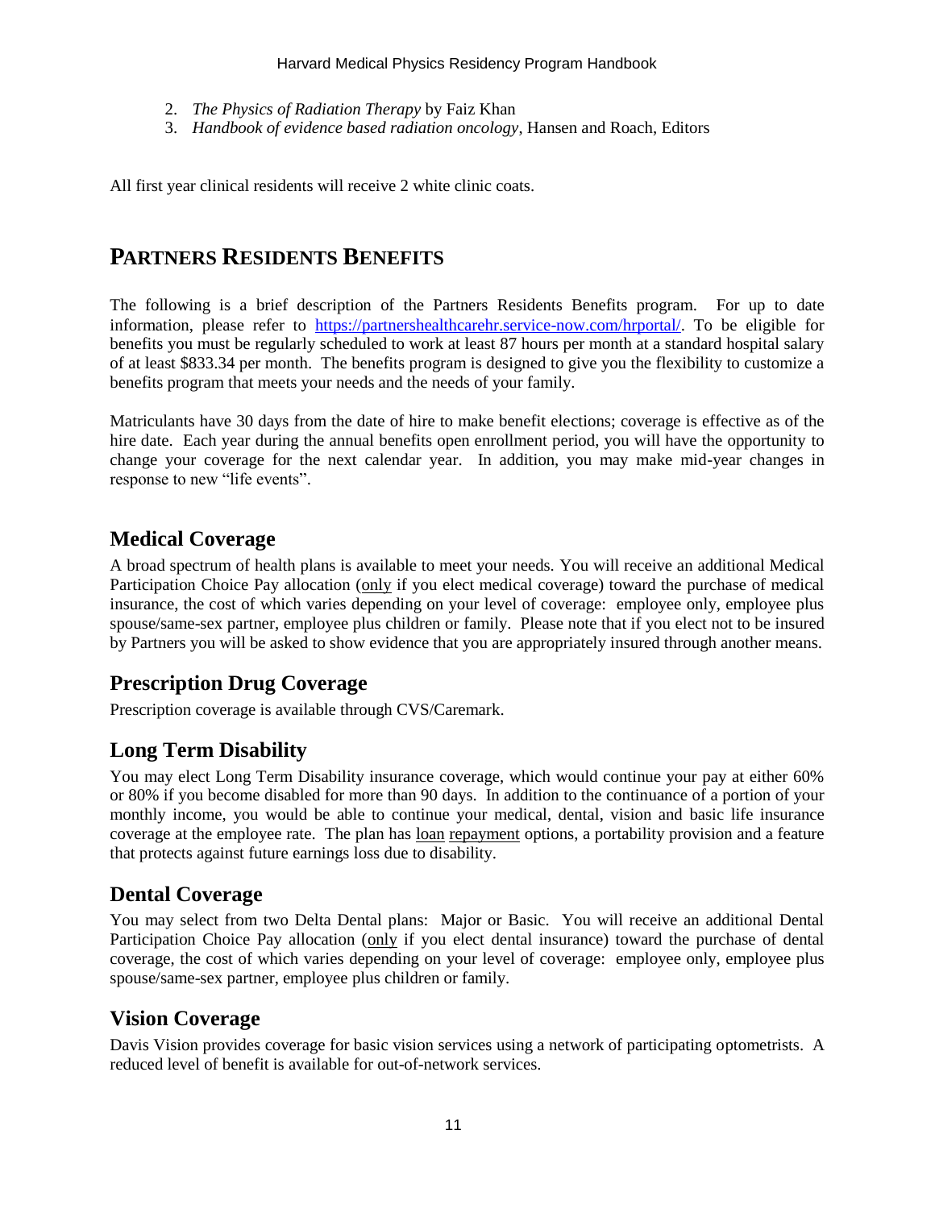2. *The Physics of Radiation Therapy* by Faiz Khan
3. *Handbook of evidence based radiation oncology*, Hansen and Roach, Editors

All first year clinical residents will receive 2 white clinic coats.

## PARTNERS RESIDENTS BENEFITS

The following is a brief description of the Partners Residents Benefits program. For up to date information, please refer to [https://partnershealthcarehr.service-now.com/hrportal/](https://partnershealthcarehr.service-now.com/hrportal/). To be eligible for benefits you must be regularly scheduled to work at least 87 hours per month at a standard hospital salary of at least $833.34 per month. The benefits program is designed to give you the flexibility to customize a benefits program that meets your needs and the needs of your family.

Matriculants have 30 days from the date of hire to make benefit elections; coverage is effective as of the hire date. Each year during the annual benefits open enrollment period, you will have the opportunity to change your coverage for the next calendar year. In addition, you may make mid-year changes in response to new "life events".

### Medical Coverage

A broad spectrum of health plans is available to meet your needs. You will receive an additional Medical Participation Choice Pay allocation (only if you elect medical coverage) toward the purchase of medical insurance, the cost of which varies depending on your level of coverage: employee only, employee plus spouse/same-sex partner, employee plus children or family. Please note that if you elect not to be insured by Partners you will be asked to show evidence that you are appropriately insured through another means.

### Prescription Drug Coverage

Prescription coverage is available through CVS/Caremark.

### Long Term Disability

You may elect Long Term Disability insurance coverage, which would continue your pay at either 60% or 80% if you become disabled for more than 90 days. In addition to the continuance of a portion of your monthly income, you would be able to continue your medical, dental, vision and basic life insurance coverage at the employee rate. The plan has loan repayment options, a portability provision and a feature that protects against future earnings loss due to disability.

### Dental Coverage

You may select from two Delta Dental plans: Major or Basic. You will receive an additional Dental Participation Choice Pay allocation (only if you elect dental insurance) toward the purchase of dental coverage, the cost of which varies depending on your level of coverage: employee only, employee plus spouse/same-sex partner, employee plus children or family.

### Vision Coverage

Davis Vision provides coverage for basic vision services using a network of participating optometrists. A reduced level of benefit is available for out-of-network services.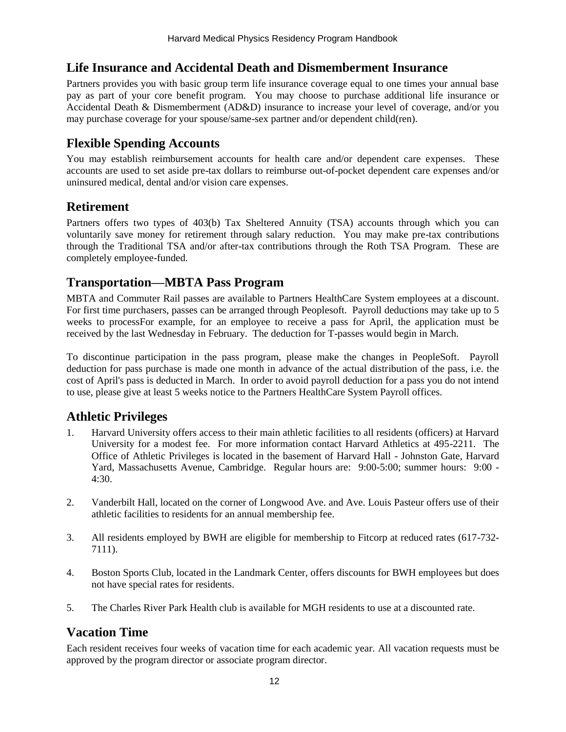## Life Insurance and Accidental Death and Dismemberment Insurance

Partners provides you with basic group term life insurance coverage equal to one times your annual base pay as part of your core benefit program. You may choose to purchase additional life insurance or Accidental Death & Dismemberment (AD&D) insurance to increase your level of coverage, and/or you may purchase coverage for your spouse/same-sex partner and/or dependent child(ren).

## Flexible Spending Accounts

You may establish reimbursement accounts for health care and/or dependent care expenses. These accounts are used to set aside pre-tax dollars to reimburse out-of-pocket dependent care expenses and/or uninsured medical, dental and/or vision care expenses.

## Retirement

Partners offers two types of 403(b) Tax Sheltered Annuity (TSA) accounts through which you can voluntarily save money for retirement through salary reduction. You may make pre-tax contributions through the Traditional TSA and/or after-tax contributions through the Roth TSA Program. These are completely employee-funded.

## Transportation—MBTA Pass Program

MBTA and Commuter Rail passes are available to Partners HealthCare System employees at a discount. For first time purchasers, passes can be arranged through Peoplesoft. Payroll deductions may take up to 5 weeks to processFor example, for an employee to receive a pass for April, the application must be received by the last Wednesday in February. The deduction for T-passes would begin in March.

To discontinue participation in the pass program, please make the changes in PeopleSoft. Payroll deduction for pass purchase is made one month in advance of the actual distribution of the pass, i.e. the cost of April's pass is deducted in March. In order to avoid payroll deduction for a pass you do not intend to use, please give at least 5 weeks notice to the Partners HealthCare System Payroll offices.

## Athletic Privileges

1. Harvard University offers access to their main athletic facilities to all residents (officers) at Harvard University for a modest fee. For more information contact Harvard Athletics at 495-2211. The Office of Athletic Privileges is located in the basement of Harvard Hall - Johnston Gate, Harvard Yard, Massachusetts Avenue, Cambridge. Regular hours are: 9:00-5:00; summer hours: 9:00 - 4:30.

2. Vanderbilt Hall, located on the corner of Longwood Ave. and Ave. Louis Pasteur offers use of their athletic facilities to residents for an annual membership fee.

3. All residents employed by BWH are eligible for membership to Fitcorp at reduced rates (617-732-7111).

4. Boston Sports Club, located in the Landmark Center, offers discounts for BWH employees but does not have special rates for residents.

5. The Charles River Park Health club is available for MGH residents to use at a discounted rate.

## Vacation Time

Each resident receives four weeks of vacation time for each academic year. All vacation requests must be approved by the program director or associate program director.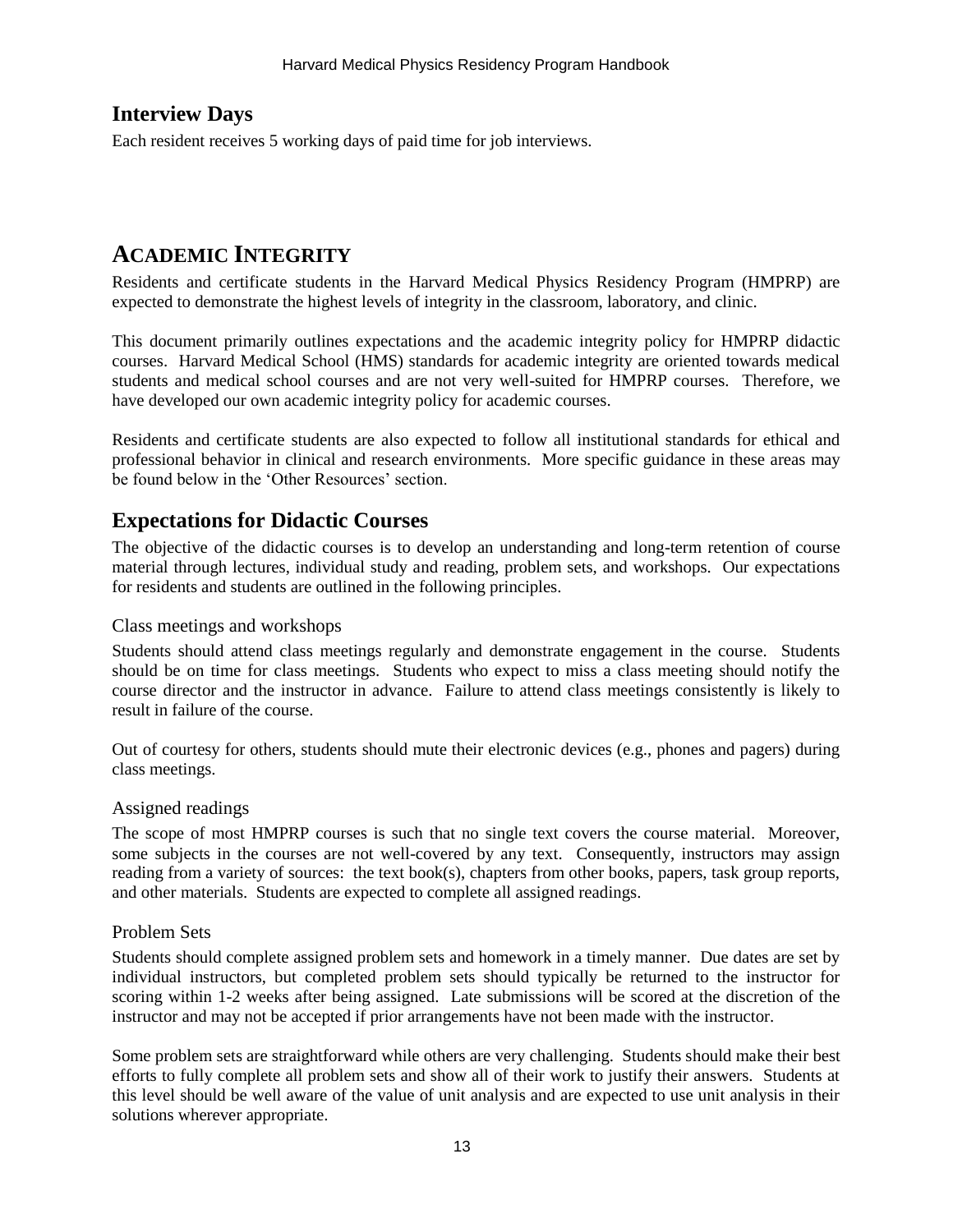## Interview Days

Each resident receives 5 working days of paid time for job interviews.

# ACADEMIC INTEGRITY

Residents and certificate students in the Harvard Medical Physics Residency Program (HMPRP) are expected to demonstrate the highest levels of integrity in the classroom, laboratory, and clinic.

This document primarily outlines expectations and the academic integrity policy for HMPRP didactic courses. Harvard Medical School (HMS) standards for academic integrity are oriented towards medical students and medical school courses and are not very well-suited for HMPRP courses. Therefore, we have developed our own academic integrity policy for academic courses.

Residents and certificate students are also expected to follow all institutional standards for ethical and professional behavior in clinical and research environments. More specific guidance in these areas may be found below in the 'Other Resources' section.

## Expectations for Didactic Courses

The objective of the didactic courses is to develop an understanding and long-term retention of course material through lectures, individual study and reading, problem sets, and workshops. Our expectations for residents and students are outlined in the following principles.

### Class meetings and workshops

Students should attend class meetings regularly and demonstrate engagement in the course. Students should be on time for class meetings. Students who expect to miss a class meeting should notify the course director and the instructor in advance. Failure to attend class meetings consistently is likely to result in failure of the course.

Out of courtesy for others, students should mute their electronic devices (e.g., phones and pagers) during class meetings.

### Assigned readings

The scope of most HMPRP courses is such that no single text covers the course material. Moreover, some subjects in the courses are not well-covered by any text. Consequently, instructors may assign reading from a variety of sources: the text book(s), chapters from other books, papers, task group reports, and other materials. Students are expected to complete all assigned readings.

### Problem Sets

Students should complete assigned problem sets and homework in a timely manner. Due dates are set by individual instructors, but completed problem sets should typically be returned to the instructor for scoring within 1-2 weeks after being assigned. Late submissions will be scored at the discretion of the instructor and may not be accepted if prior arrangements have not been made with the instructor.

Some problem sets are straightforward while others are very challenging. Students should make their best efforts to fully complete all problem sets and show all of their work to justify their answers. Students at this level should be well aware of the value of unit analysis and are expected to use unit analysis in their solutions wherever appropriate.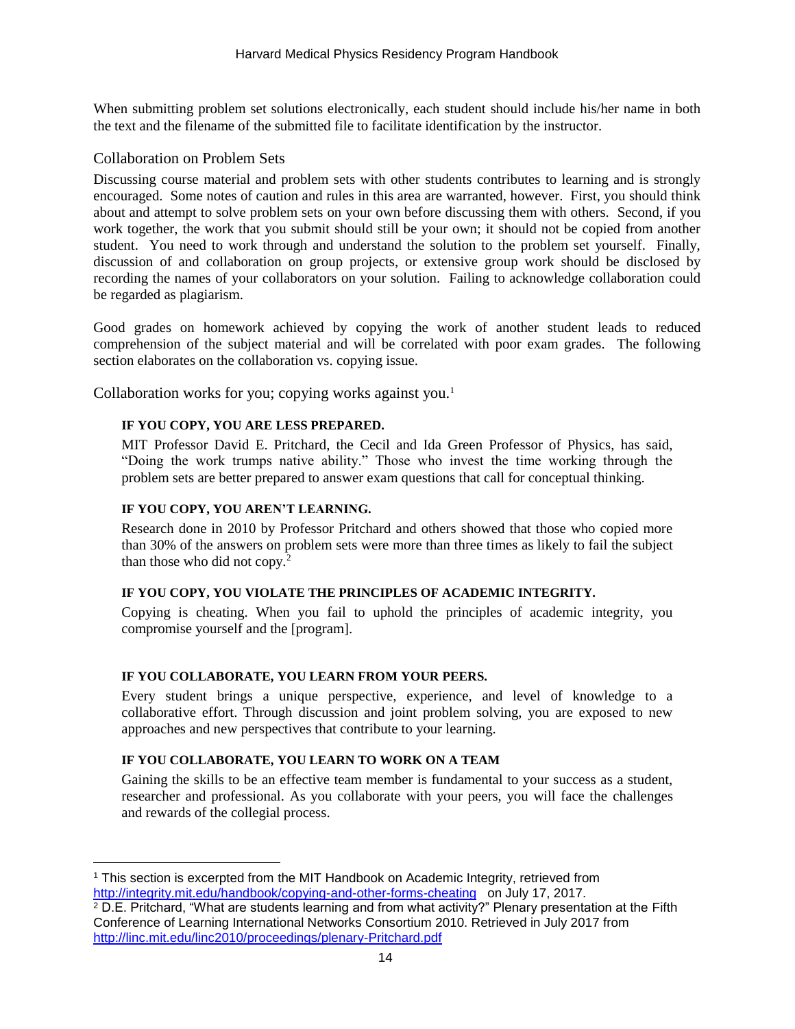When submitting problem set solutions electronically, each student should include his/her name in both the text and the filename of the submitted file to facilitate identification by the instructor.

## Collaboration on Problem Sets

Discussing course material and problem sets with other students contributes to learning and is strongly encouraged. Some notes of caution and rules in this area are warranted, however. First, you should think about and attempt to solve problem sets on your own before discussing them with others. Second, if you work together, the work that you submit should still be your own; it should not be copied from another student. You need to work through and understand the solution to the problem set yourself. Finally, discussion of and collaboration on group projects, or extensive group work should be disclosed by recording the names of your collaborators on your solution. Failing to acknowledge collaboration could be regarded as plagiarism.

Good grades on homework achieved by copying the work of another student leads to reduced comprehension of the subject material and will be correlated with poor exam grades. The following section elaborates on the collaboration vs. copying issue.

## Collaboration works for you; copying works against you.[1]

**IF YOU COPY, YOU ARE LESS PREPARED.**

MIT Professor David E. Pritchard, the Cecil and Ida Green Professor of Physics, has said, "Doing the work trumps native ability." Those who invest the time working through the problem sets are better prepared to answer exam questions that call for conceptual thinking.

**IF YOU COPY, YOU AREN'T LEARNING.**

Research done in 2010 by Professor Pritchard and others showed that those who copied more than 30% of the answers on problem sets were more than three times as likely to fail the subject than those who did not copy.[2]

**IF YOU COPY, YOU VIOLATE THE PRINCIPLES OF ACADEMIC INTEGRITY.**

Copying is cheating. When you fail to uphold the principles of academic integrity, you compromise yourself and the [program].

**IF YOU COLLABORATE, YOU LEARN FROM YOUR PEERS.**

Every student brings a unique perspective, experience, and level of knowledge to a collaborative effort. Through discussion and joint problem solving, you are exposed to new approaches and new perspectives that contribute to your learning.

**IF YOU COLLABORATE, YOU LEARN TO WORK ON A TEAM**

Gaining the skills to be an effective team member is fundamental to your success as a student, researcher and professional. As you collaborate with your peers, you will face the challenges and rewards of the collegial process.

---

[1] This section is excerpted from the MIT Handbook on Academic Integrity, retrieved from http://integrity.mit.edu/handbook/copying-and-other-forms-cheating on July 17, 2017.

[2] D.E. Pritchard, "What are students learning and from what activity?" Plenary presentation at the Fifth Conference of Learning International Networks Consortium 2010. Retrieved in July 2017 from http://linc.mit.edu/linc2010/proceedings/plenary-Pritchard.pdf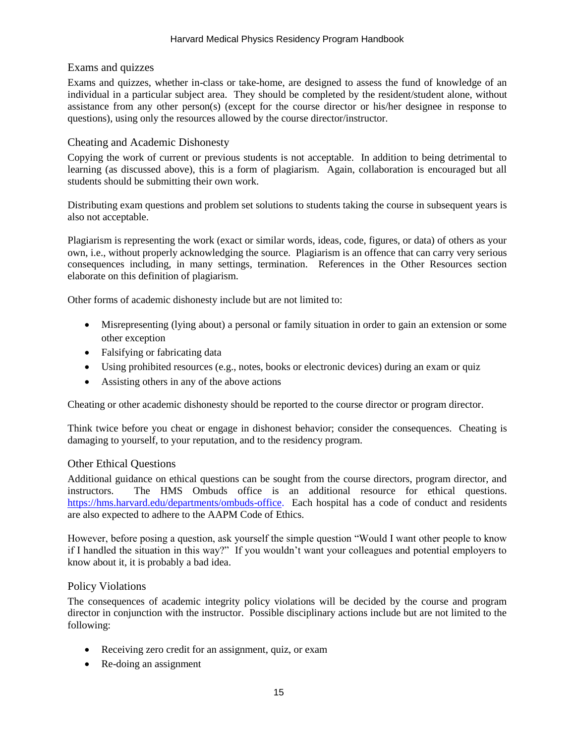## Exams and quizzes

Exams and quizzes, whether in-class or take-home, are designed to assess the fund of knowledge of an individual in a particular subject area. They should be completed by the resident/student alone, without assistance from any other person(s) (except for the course director or his/her designee in response to questions), using only the resources allowed by the course director/instructor.

## Cheating and Academic Dishonesty

Copying the work of current or previous students is not acceptable. In addition to being detrimental to learning (as discussed above), this is a form of plagiarism. Again, collaboration is encouraged but all students should be submitting their own work.

Distributing exam questions and problem set solutions to students taking the course in subsequent years is also not acceptable.

Plagiarism is representing the work (exact or similar words, ideas, code, figures, or data) of others as your own, i.e., without properly acknowledging the source. Plagiarism is an offence that can carry very serious consequences including, in many settings, termination. References in the Other Resources section elaborate on this definition of plagiarism.

Other forms of academic dishonesty include but are not limited to:

- Misrepresenting (lying about) a personal or family situation in order to gain an extension or some other exception
- Falsifying or fabricating data
- Using prohibited resources (e.g., notes, books or electronic devices) during an exam or quiz
- Assisting others in any of the above actions

Cheating or other academic dishonesty should be reported to the course director or program director.

Think twice before you cheat or engage in dishonest behavior; consider the consequences. Cheating is damaging to yourself, to your reputation, and to the residency program.

## Other Ethical Questions

Additional guidance on ethical questions can be sought from the course directors, program director, and instructors. The HMS Ombuds office is an additional resource for ethical questions. https://hms.harvard.edu/departments/ombuds-office. Each hospital has a code of conduct and residents are also expected to adhere to the AAPM Code of Ethics.

However, before posing a question, ask yourself the simple question "Would I want other people to know if I handled the situation in this way?" If you wouldn't want your colleagues and potential employers to know about it, it is probably a bad idea.

## Policy Violations

The consequences of academic integrity policy violations will be decided by the course and program director in conjunction with the instructor. Possible disciplinary actions include but are not limited to the following:

- Receiving zero credit for an assignment, quiz, or exam
- Re-doing an assignment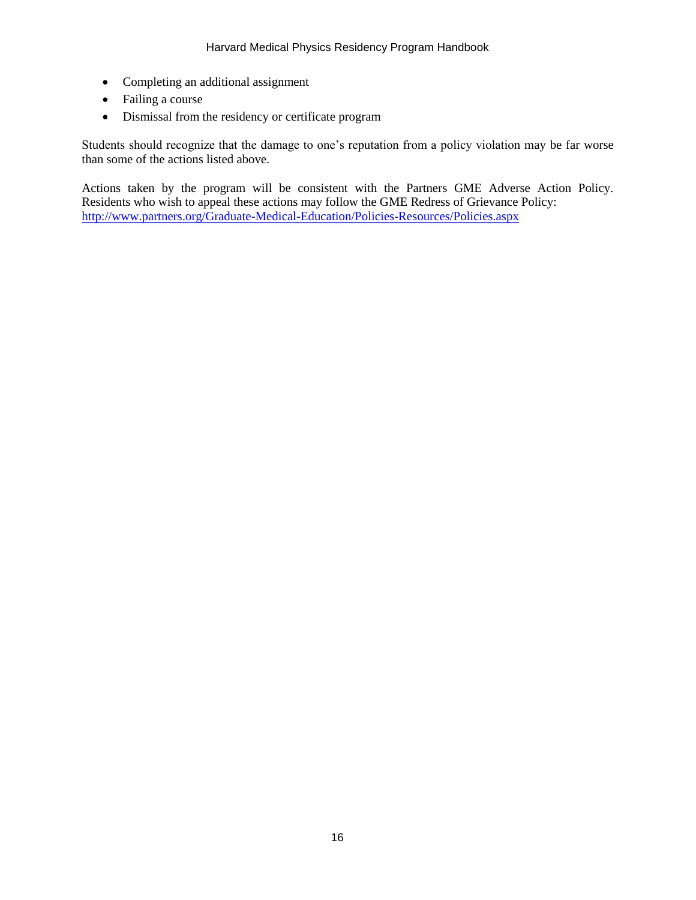- Completing an additional assignment
- Failing a course
- Dismissal from the residency or certificate program

Students should recognize that the damage to one's reputation from a policy violation may be far worse than some of the actions listed above.

Actions taken by the program will be consistent with the Partners GME Adverse Action Policy. Residents who wish to appeal these actions may follow the GME Redress of Grievance Policy: [http://www.partners.org/Graduate-Medical-Education/Policies-Resources/Policies.aspx](http://www.partners.org/Graduate-Medical-Education/Policies-Resources/Policies.aspx)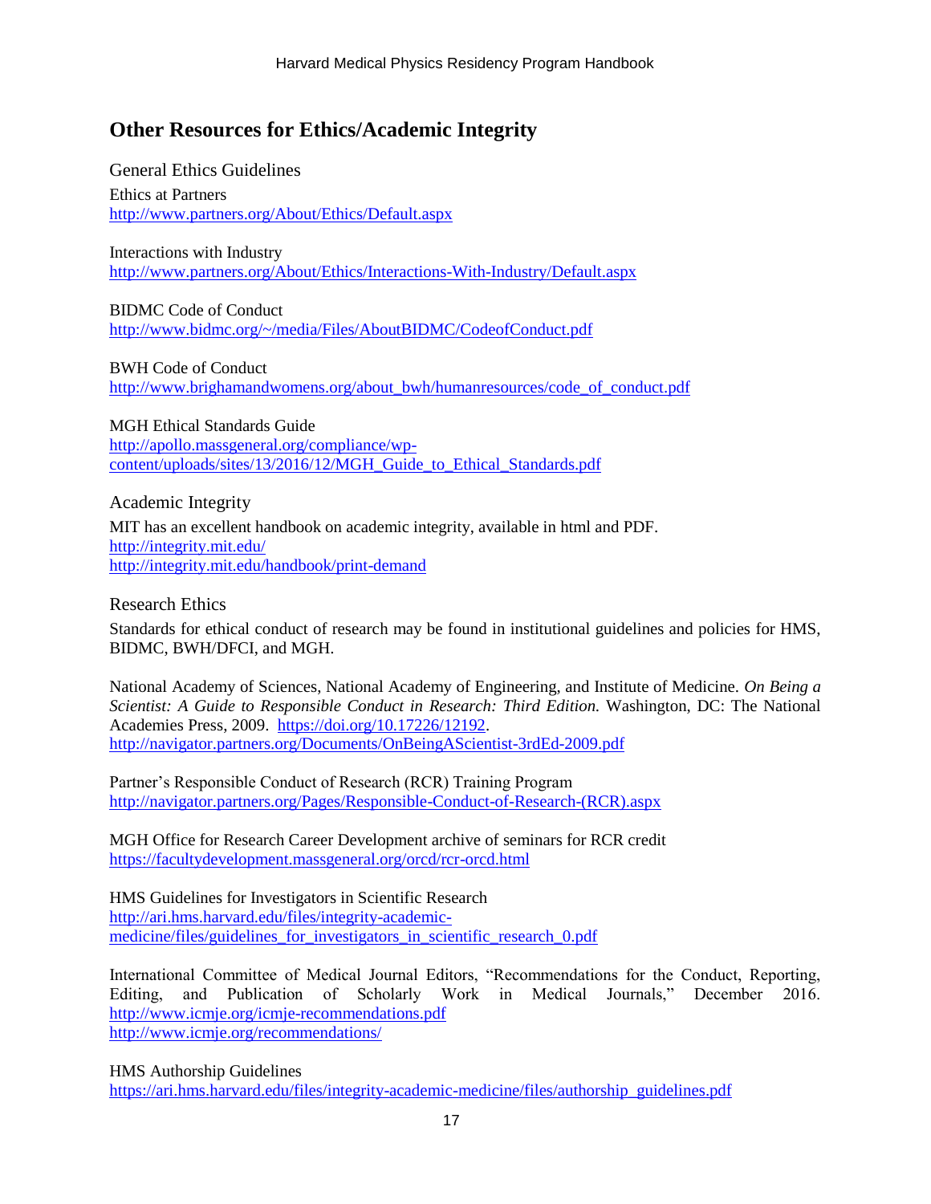## Other Resources for Ethics/Academic Integrity

### General Ethics Guidelines

Ethics at Partners
http://www.partners.org/About/Ethics/Default.aspx

Interactions with Industry
http://www.partners.org/About/Ethics/Interactions-With-Industry/Default.aspx

BIDMC Code of Conduct
http://www.bidmc.org/~/media/Files/AboutBIDMC/CodeofConduct.pdf

BWH Code of Conduct
http://www.brighamandwomens.org/about_bwh/humanresources/code_of_conduct.pdf

MGH Ethical Standards Guide
http://apollo.massgeneral.org/compliance/wp-content/uploads/sites/13/2016/12/MGH_Guide_to_Ethical_Standards.pdf

### Academic Integrity

MIT has an excellent handbook on academic integrity, available in html and PDF.
http://integrity.mit.edu/
http://integrity.mit.edu/handbook/print-demand

### Research Ethics

Standards for ethical conduct of research may be found in institutional guidelines and policies for HMS, BIDMC, BWH/DFCI, and MGH.

National Academy of Sciences, National Academy of Engineering, and Institute of Medicine. *On Being a Scientist: A Guide to Responsible Conduct in Research: Third Edition.* Washington, DC: The National Academies Press, 2009. https://doi.org/10.17226/12192.
http://navigator.partners.org/Documents/OnBeingAScientist-3rdEd-2009.pdf

Partner's Responsible Conduct of Research (RCR) Training Program
http://navigator.partners.org/Pages/Responsible-Conduct-of-Research-(RCR).aspx

MGH Office for Research Career Development archive of seminars for RCR credit
https://facultydevelopment.massgeneral.org/orcd/rcr-orcd.html

HMS Guidelines for Investigators in Scientific Research
http://ari.hms.harvard.edu/files/integrity-academic-medicine/files/guidelines_for_investigators_in_scientific_research_0.pdf

International Committee of Medical Journal Editors, "Recommendations for the Conduct, Reporting, Editing, and Publication of Scholarly Work in Medical Journals," December 2016.
http://www.icmje.org/icmje-recommendations.pdf
http://www.icmje.org/recommendations/

HMS Authorship Guidelines
https://ari.hms.harvard.edu/files/integrity-academic-medicine/files/authorship_guidelines.pdf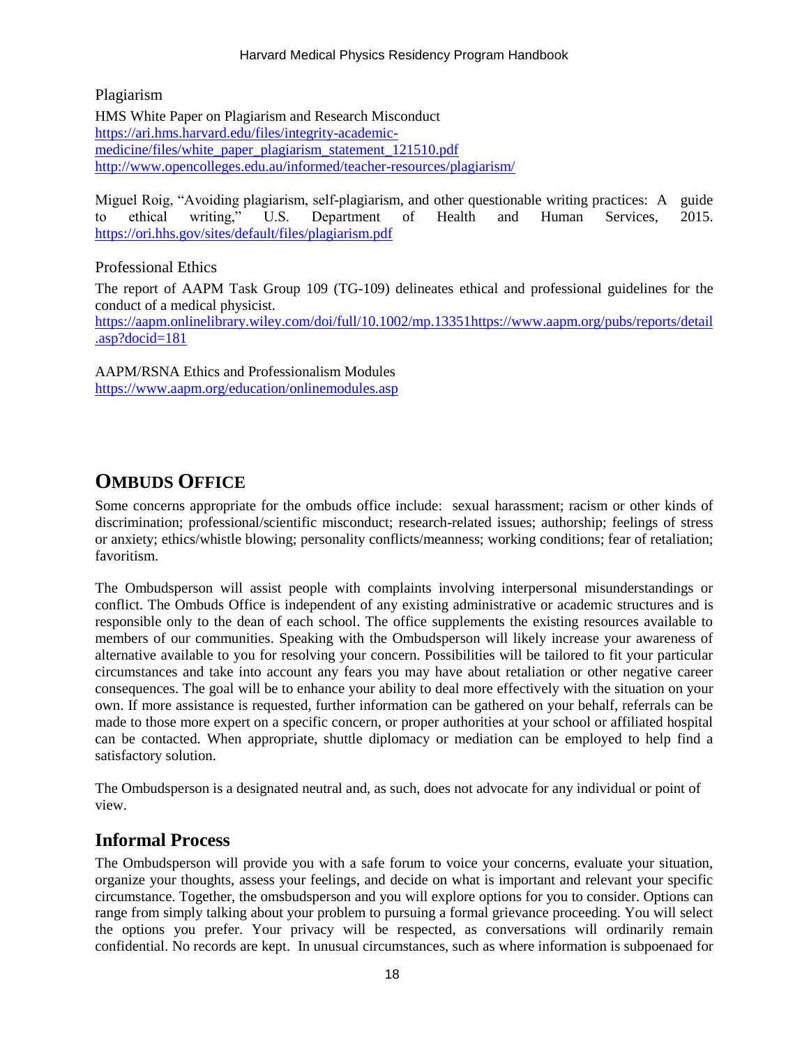Plagiarism

HMS White Paper on Plagiarism and Research Misconduct
https://ari.hms.harvard.edu/files/integrity-academic-medicine/files/white_paper_plagiarism_statement_121510.pdf
http://www.opencolleges.edu.au/informed/teacher-resources/plagiarism/

Miguel Roig, "Avoiding plagiarism, self-plagiarism, and other questionable writing practices: A guide to ethical writing," U.S. Department of Health and Human Services, 2015. https://ori.hhs.gov/sites/default/files/plagiarism.pdf

Professional Ethics

The report of AAPM Task Group 109 (TG-109) delineates ethical and professional guidelines for the conduct of a medical physicist.
https://aapm.onlinelibrary.wiley.com/doi/full/10.1002/mp.13351https://www.aapm.org/pubs/reports/detail.asp?docid=181

AAPM/RSNA Ethics and Professionalism Modules
https://www.aapm.org/education/onlinemodules.asp

# OMBUDS OFFICE

Some concerns appropriate for the ombuds office include: sexual harassment; racism or other kinds of discrimination; professional/scientific misconduct; research-related issues; authorship; feelings of stress or anxiety; ethics/whistle blowing; personality conflicts/meanness; working conditions; fear of retaliation; favoritism.

The Ombudsperson will assist people with complaints involving interpersonal misunderstandings or conflict. The Ombuds Office is independent of any existing administrative or academic structures and is responsible only to the dean of each school. The office supplements the existing resources available to members of our communities. Speaking with the Ombudsperson will likely increase your awareness of alternative available to you for resolving your concern. Possibilities will be tailored to fit your particular circumstances and take into account any fears you may have about retaliation or other negative career consequences. The goal will be to enhance your ability to deal more effectively with the situation on your own. If more assistance is requested, further information can be gathered on your behalf, referrals can be made to those more expert on a specific concern, or proper authorities at your school or affiliated hospital can be contacted. When appropriate, shuttle diplomacy or mediation can be employed to help find a satisfactory solution.

The Ombudsperson is a designated neutral and, as such, does not advocate for any individual or point of view.

## Informal Process

The Ombudsperson will provide you with a safe forum to voice your concerns, evaluate your situation, organize your thoughts, assess your feelings, and decide on what is important and relevant your specific circumstance. Together, the omsbudsperson and you will explore options for you to consider. Options can range from simply talking about your problem to pursuing a formal grievance proceeding. You will select the options you prefer. Your privacy will be respected, as conversations will ordinarily remain confidential. No records are kept. In unusual circumstances, such as where information is subpoenaed for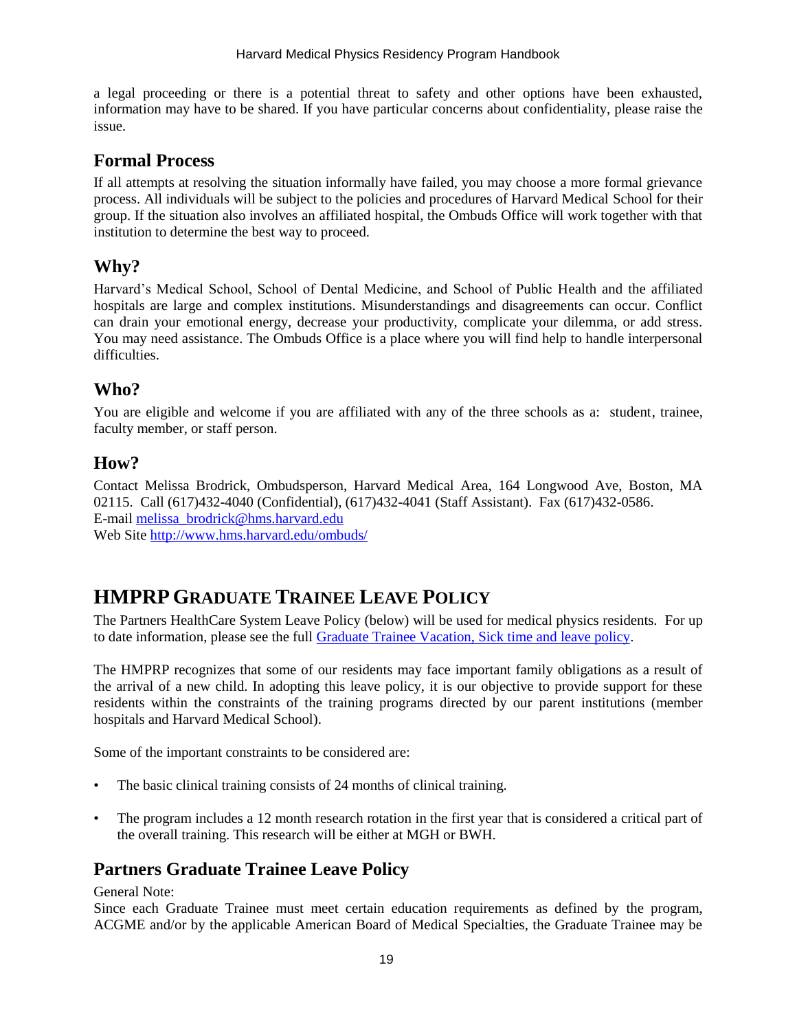a legal proceeding or there is a potential threat to safety and other options have been exhausted, information may have to be shared. If you have particular concerns about confidentiality, please raise the issue.

## Formal Process

If all attempts at resolving the situation informally have failed, you may choose a more formal grievance process. All individuals will be subject to the policies and procedures of Harvard Medical School for their group. If the situation also involves an affiliated hospital, the Ombuds Office will work together with that institution to determine the best way to proceed.

## Why?

Harvard's Medical School, School of Dental Medicine, and School of Public Health and the affiliated hospitals are large and complex institutions. Misunderstandings and disagreements can occur. Conflict can drain your emotional energy, decrease your productivity, complicate your dilemma, or add stress. You may need assistance. The Ombuds Office is a place where you will find help to handle interpersonal difficulties.

## Who?

You are eligible and welcome if you are affiliated with any of the three schools as a: student, trainee, faculty member, or staff person.

## How?

Contact Melissa Brodrick, Ombudsperson, Harvard Medical Area, 164 Longwood Ave, Boston, MA 02115. Call (617)432-4040 (Confidential), (617)432-4041 (Staff Assistant). Fax (617)432-0586.
E-mail [melissa_brodrick@hms.harvard.edu](mailto:melissa_brodrick@hms.harvard.edu)
Web Site [http://www.hms.harvard.edu/ombuds/](http://www.hms.harvard.edu/ombuds/)

# HMPRP Graduate Trainee Leave Policy

The Partners HealthCare System Leave Policy (below) will be used for medical physics residents. For up to date information, please see the full Graduate Trainee Vacation, Sick time and leave policy.

The HMPRP recognizes that some of our residents may face important family obligations as a result of the arrival of a new child. In adopting this leave policy, it is our objective to provide support for these residents within the constraints of the training programs directed by our parent institutions (member hospitals and Harvard Medical School).

Some of the important constraints to be considered are:

- The basic clinical training consists of 24 months of clinical training.
- The program includes a 12 month research rotation in the first year that is considered a critical part of the overall training. This research will be either at MGH or BWH.

## Partners Graduate Trainee Leave Policy

General Note:
Since each Graduate Trainee must meet certain education requirements as defined by the program, ACGME and/or by the applicable American Board of Medical Specialties, the Graduate Trainee may be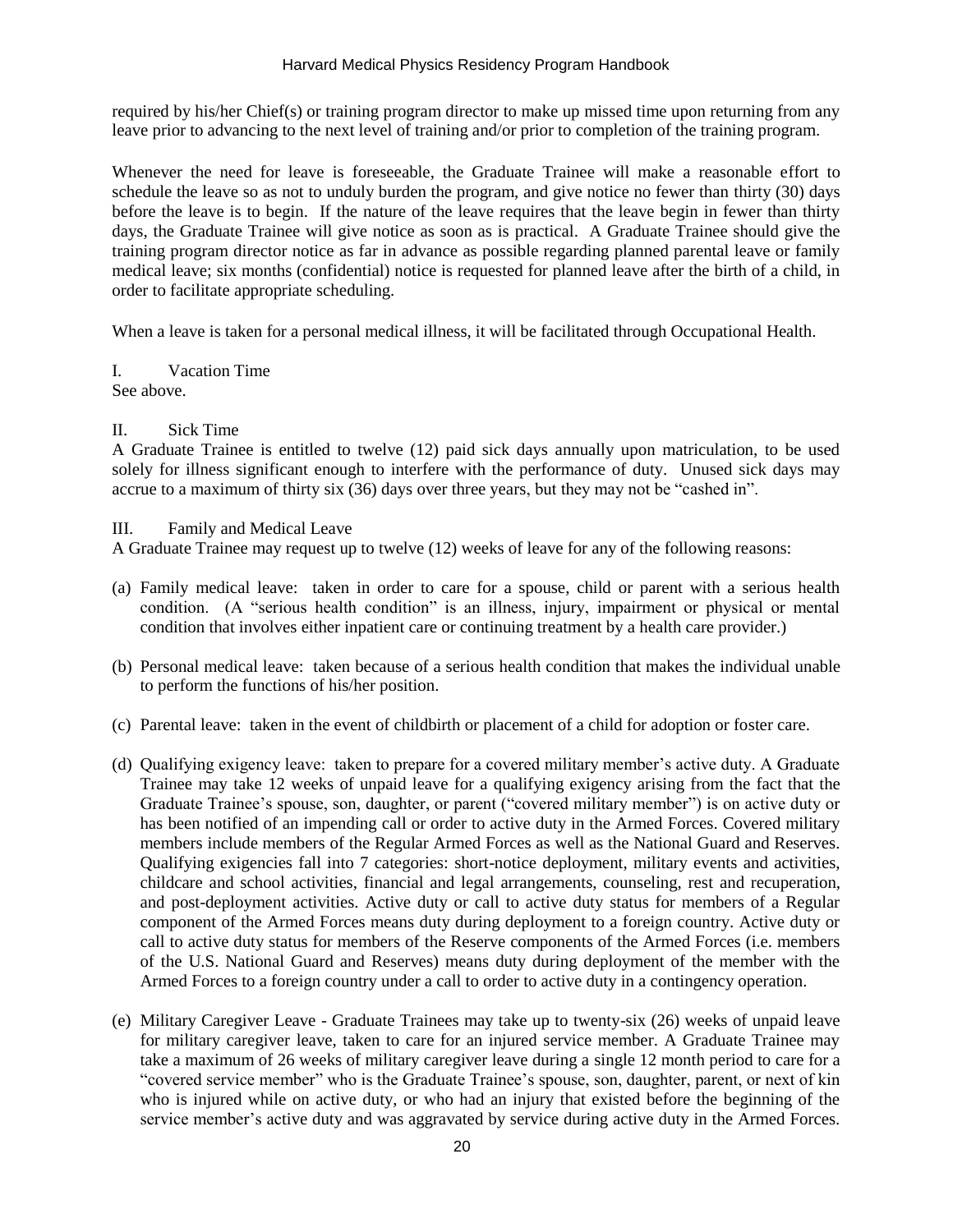required by his/her Chief(s) or training program director to make up missed time upon returning from any leave prior to advancing to the next level of training and/or prior to completion of the training program.

Whenever the need for leave is foreseeable, the Graduate Trainee will make a reasonable effort to schedule the leave so as not to unduly burden the program, and give notice no fewer than thirty (30) days before the leave is to begin. If the nature of the leave requires that the leave begin in fewer than thirty days, the Graduate Trainee will give notice as soon as is practical. A Graduate Trainee should give the training program director notice as far in advance as possible regarding planned parental leave or family medical leave; six months (confidential) notice is requested for planned leave after the birth of a child, in order to facilitate appropriate scheduling.

When a leave is taken for a personal medical illness, it will be facilitated through Occupational Health.

I. Vacation Time

See above.

II. Sick Time

A Graduate Trainee is entitled to twelve (12) paid sick days annually upon matriculation, to be used solely for illness significant enough to interfere with the performance of duty. Unused sick days may accrue to a maximum of thirty six (36) days over three years, but they may not be "cashed in".

III. Family and Medical Leave

A Graduate Trainee may request up to twelve (12) weeks of leave for any of the following reasons:

(a) Family medical leave: taken in order to care for a spouse, child or parent with a serious health condition. (A "serious health condition" is an illness, injury, impairment or physical or mental condition that involves either inpatient care or continuing treatment by a health care provider.)

(b) Personal medical leave: taken because of a serious health condition that makes the individual unable to perform the functions of his/her position.

(c) Parental leave: taken in the event of childbirth or placement of a child for adoption or foster care.

(d) Qualifying exigency leave: taken to prepare for a covered military member's active duty. A Graduate Trainee may take 12 weeks of unpaid leave for a qualifying exigency arising from the fact that the Graduate Trainee's spouse, son, daughter, or parent ("covered military member") is on active duty or has been notified of an impending call or order to active duty in the Armed Forces. Covered military members include members of the Regular Armed Forces as well as the National Guard and Reserves. Qualifying exigencies fall into 7 categories: short-notice deployment, military events and activities, childcare and school activities, financial and legal arrangements, counseling, rest and recuperation, and post-deployment activities. Active duty or call to active duty status for members of a Regular component of the Armed Forces means duty during deployment to a foreign country. Active duty or call to active duty status for members of the Reserve components of the Armed Forces (i.e. members of the U.S. National Guard and Reserves) means duty during deployment of the member with the Armed Forces to a foreign country under a call to order to active duty in a contingency operation.

(e) Military Caregiver Leave - Graduate Trainees may take up to twenty-six (26) weeks of unpaid leave for military caregiver leave, taken to care for an injured service member. A Graduate Trainee may take a maximum of 26 weeks of military caregiver leave during a single 12 month period to care for a "covered service member" who is the Graduate Trainee's spouse, son, daughter, parent, or next of kin who is injured while on active duty, or who had an injury that existed before the beginning of the service member's active duty and was aggravated by service during active duty in the Armed Forces.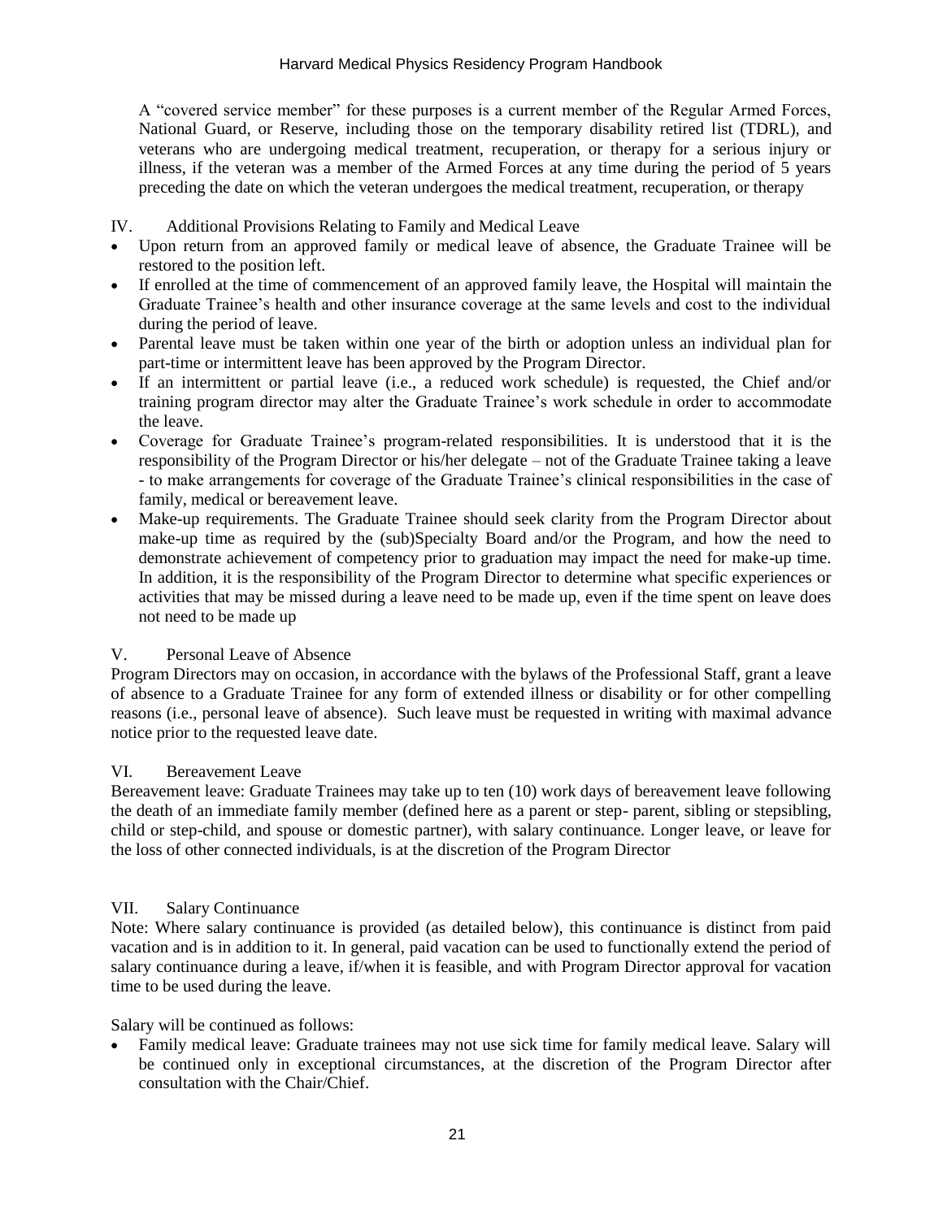A "covered service member" for these purposes is a current member of the Regular Armed Forces, National Guard, or Reserve, including those on the temporary disability retired list (TDRL), and veterans who are undergoing medical treatment, recuperation, or therapy for a serious injury or illness, if the veteran was a member of the Armed Forces at any time during the period of 5 years preceding the date on which the veteran undergoes the medical treatment, recuperation, or therapy

### IV. Additional Provisions Relating to Family and Medical Leave

- Upon return from an approved family or medical leave of absence, the Graduate Trainee will be restored to the position left.
- If enrolled at the time of commencement of an approved family leave, the Hospital will maintain the Graduate Trainee's health and other insurance coverage at the same levels and cost to the individual during the period of leave.
- Parental leave must be taken within one year of the birth or adoption unless an individual plan for part-time or intermittent leave has been approved by the Program Director.
- If an intermittent or partial leave (i.e., a reduced work schedule) is requested, the Chief and/or training program director may alter the Graduate Trainee's work schedule in order to accommodate the leave.
- Coverage for Graduate Trainee's program-related responsibilities. It is understood that it is the responsibility of the Program Director or his/her delegate – not of the Graduate Trainee taking a leave - to make arrangements for coverage of the Graduate Trainee's clinical responsibilities in the case of family, medical or bereavement leave.
- Make-up requirements. The Graduate Trainee should seek clarity from the Program Director about make-up time as required by the (sub)Specialty Board and/or the Program, and how the need to demonstrate achievement of competency prior to graduation may impact the need for make-up time. In addition, it is the responsibility of the Program Director to determine what specific experiences or activities that may be missed during a leave need to be made up, even if the time spent on leave does not need to be made up

### V. Personal Leave of Absence

Program Directors may on occasion, in accordance with the bylaws of the Professional Staff, grant a leave of absence to a Graduate Trainee for any form of extended illness or disability or for other compelling reasons (i.e., personal leave of absence). Such leave must be requested in writing with maximal advance notice prior to the requested leave date.

### VI. Bereavement Leave

Bereavement leave: Graduate Trainees may take up to ten (10) work days of bereavement leave following the death of an immediate family member (defined here as a parent or step- parent, sibling or stepsibling, child or step-child, and spouse or domestic partner), with salary continuance. Longer leave, or leave for the loss of other connected individuals, is at the discretion of the Program Director

### VII. Salary Continuance

Note: Where salary continuance is provided (as detailed below), this continuance is distinct from paid vacation and is in addition to it. In general, paid vacation can be used to functionally extend the period of salary continuance during a leave, if/when it is feasible, and with Program Director approval for vacation time to be used during the leave.

Salary will be continued as follows:

- Family medical leave: Graduate trainees may not use sick time for family medical leave. Salary will be continued only in exceptional circumstances, at the discretion of the Program Director after consultation with the Chair/Chief.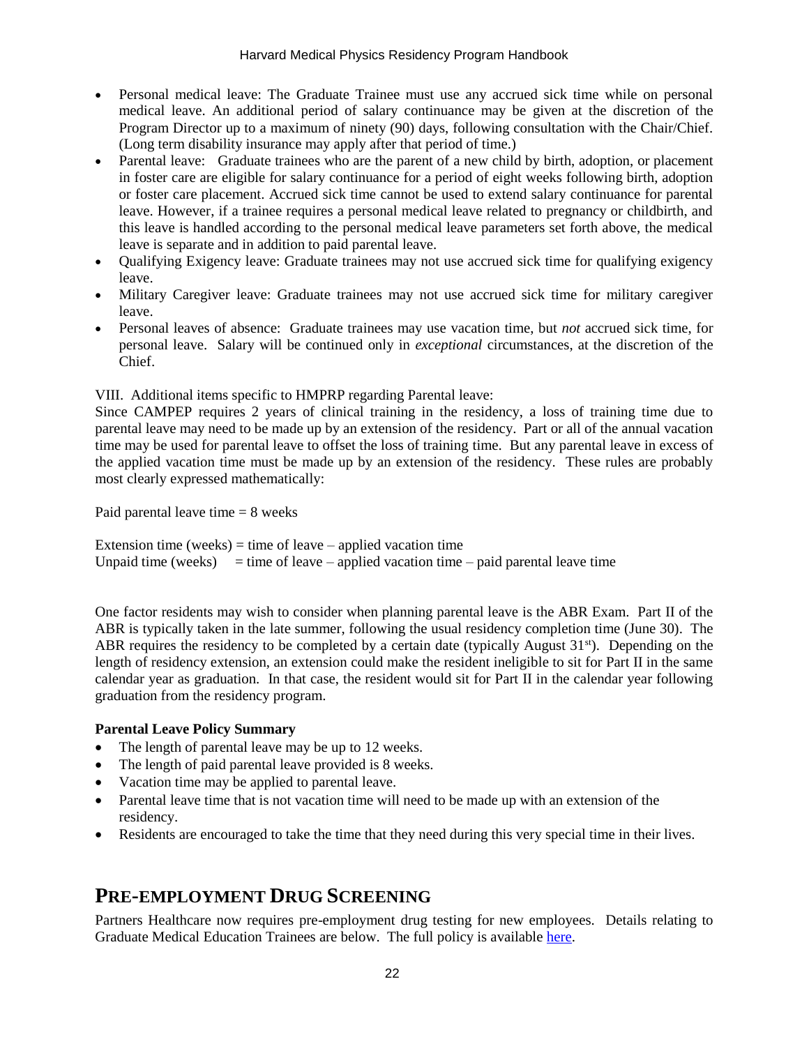- Personal medical leave: The Graduate Trainee must use any accrued sick time while on personal medical leave. An additional period of salary continuance may be given at the discretion of the Program Director up to a maximum of ninety (90) days, following consultation with the Chair/Chief. (Long term disability insurance may apply after that period of time.)
- Parental leave: Graduate trainees who are the parent of a new child by birth, adoption, or placement in foster care are eligible for salary continuance for a period of eight weeks following birth, adoption or foster care placement. Accrued sick time cannot be used to extend salary continuance for parental leave. However, if a trainee requires a personal medical leave related to pregnancy or childbirth, and this leave is handled according to the personal medical leave parameters set forth above, the medical leave is separate and in addition to paid parental leave.
- Qualifying Exigency leave: Graduate trainees may not use accrued sick time for qualifying exigency leave.
- Military Caregiver leave: Graduate trainees may not use accrued sick time for military caregiver leave.
- Personal leaves of absence: Graduate trainees may use vacation time, but *not* accrued sick time, for personal leave. Salary will be continued only in *exceptional* circumstances, at the discretion of the Chief.

VIII. Additional items specific to HMPRP regarding Parental leave:
Since CAMPEP requires 2 years of clinical training in the residency, a loss of training time due to parental leave may need to be made up by an extension of the residency. Part or all of the annual vacation time may be used for parental leave to offset the loss of training time. But any parental leave in excess of the applied vacation time must be made up by an extension of the residency. These rules are probably most clearly expressed mathematically:

Paid parental leave time = 8 weeks

Extension time (weeks) = time of leave – applied vacation time
Unpaid time (weeks) = time of leave – applied vacation time – paid parental leave time

One factor residents may wish to consider when planning parental leave is the ABR Exam. Part II of the ABR is typically taken in the late summer, following the usual residency completion time (June 30). The ABR requires the residency to be completed by a certain date (typically August 31st). Depending on the length of residency extension, an extension could make the resident ineligible to sit for Part II in the same calendar year as graduation. In that case, the resident would sit for Part II in the calendar year following graduation from the residency program.

**Parental Leave Policy Summary**

- The length of parental leave may be up to 12 weeks.
- The length of paid parental leave provided is 8 weeks.
- Vacation time may be applied to parental leave.
- Parental leave time that is not vacation time will need to be made up with an extension of the residency.
- Residents are encouraged to take the time that they need during this very special time in their lives.

# PRE-EMPLOYMENT DRUG SCREENING

Partners Healthcare now requires pre-employment drug testing for new employees. Details relating to Graduate Medical Education Trainees are below. The full policy is available here.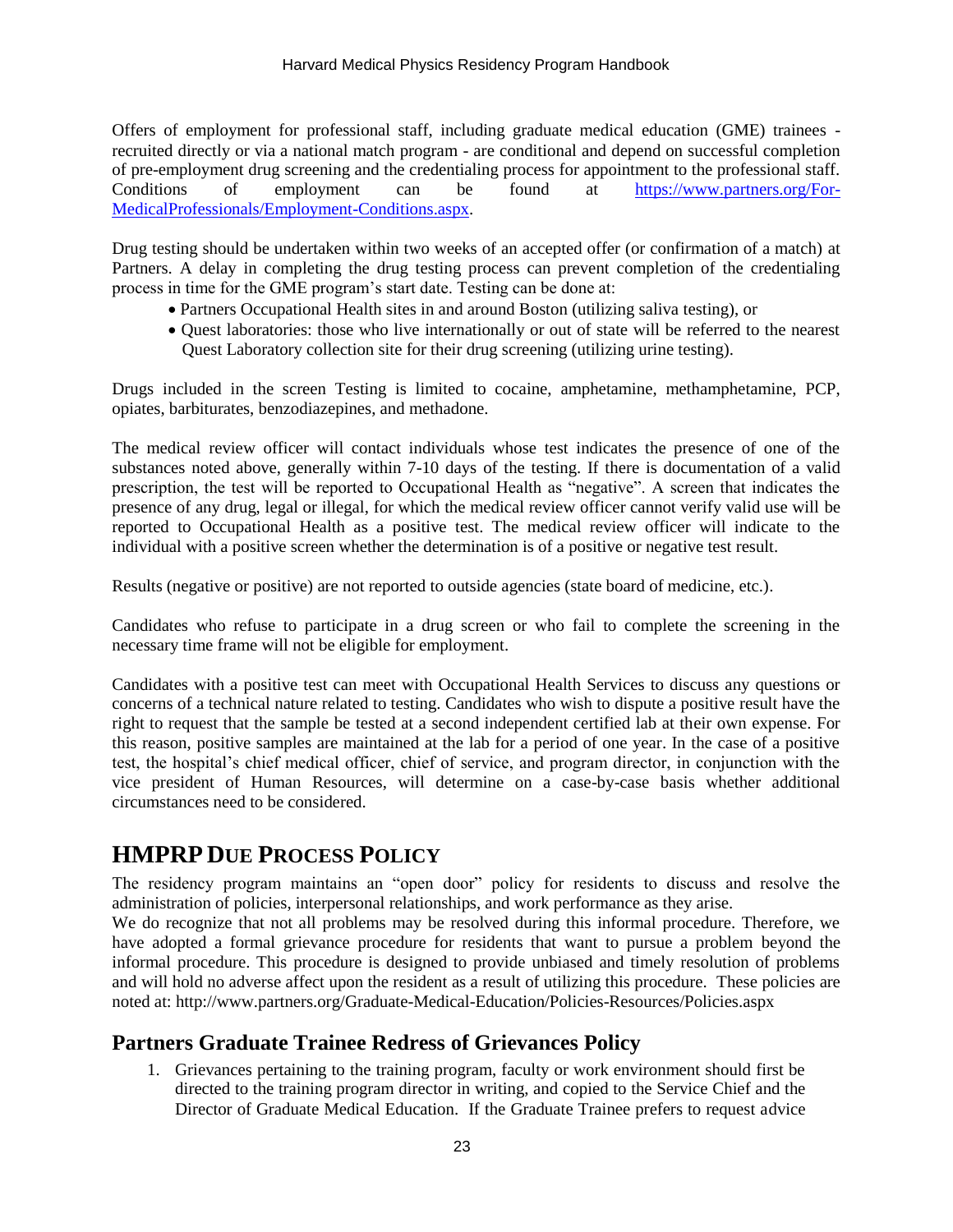Offers of employment for professional staff, including graduate medical education (GME) trainees - recruited directly or via a national match program - are conditional and depend on successful completion of pre-employment drug screening and the credentialing process for appointment to the professional staff. Conditions of employment can be found at [https://www.partners.org/For-MedicalProfessionals/Employment-Conditions.aspx](https://www.partners.org/For-MedicalProfessionals/Employment-Conditions.aspx).

Drug testing should be undertaken within two weeks of an accepted offer (or confirmation of a match) at Partners. A delay in completing the drug testing process can prevent completion of the credentialing process in time for the GME program's start date. Testing can be done at:

- Partners Occupational Health sites in and around Boston (utilizing saliva testing), or
- Quest laboratories: those who live internationally or out of state will be referred to the nearest Quest Laboratory collection site for their drug screening (utilizing urine testing).

Drugs included in the screen Testing is limited to cocaine, amphetamine, methamphetamine, PCP, opiates, barbiturates, benzodiazepines, and methadone.

The medical review officer will contact individuals whose test indicates the presence of one of the substances noted above, generally within 7-10 days of the testing. If there is documentation of a valid prescription, the test will be reported to Occupational Health as "negative". A screen that indicates the presence of any drug, legal or illegal, for which the medical review officer cannot verify valid use will be reported to Occupational Health as a positive test. The medical review officer will indicate to the individual with a positive screen whether the determination is of a positive or negative test result.

Results (negative or positive) are not reported to outside agencies (state board of medicine, etc.).

Candidates who refuse to participate in a drug screen or who fail to complete the screening in the necessary time frame will not be eligible for employment.

Candidates with a positive test can meet with Occupational Health Services to discuss any questions or concerns of a technical nature related to testing. Candidates who wish to dispute a positive result have the right to request that the sample be tested at a second independent certified lab at their own expense. For this reason, positive samples are maintained at the lab for a period of one year. In the case of a positive test, the hospital's chief medical officer, chief of service, and program director, in conjunction with the vice president of Human Resources, will determine on a case-by-case basis whether additional circumstances need to be considered.

# HMPRP Due Process Policy

The residency program maintains an "open door" policy for residents to discuss and resolve the administration of policies, interpersonal relationships, and work performance as they arise.
We do recognize that not all problems may be resolved during this informal procedure. Therefore, we have adopted a formal grievance procedure for residents that want to pursue a problem beyond the informal procedure. This procedure is designed to provide unbiased and timely resolution of problems and will hold no adverse affect upon the resident as a result of utilizing this procedure. These policies are noted at: http://www.partners.org/Graduate-Medical-Education/Policies-Resources/Policies.aspx

## Partners Graduate Trainee Redress of Grievances Policy

1. Grievances pertaining to the training program, faculty or work environment should first be directed to the training program director in writing, and copied to the Service Chief and the Director of Graduate Medical Education. If the Graduate Trainee prefers to request advice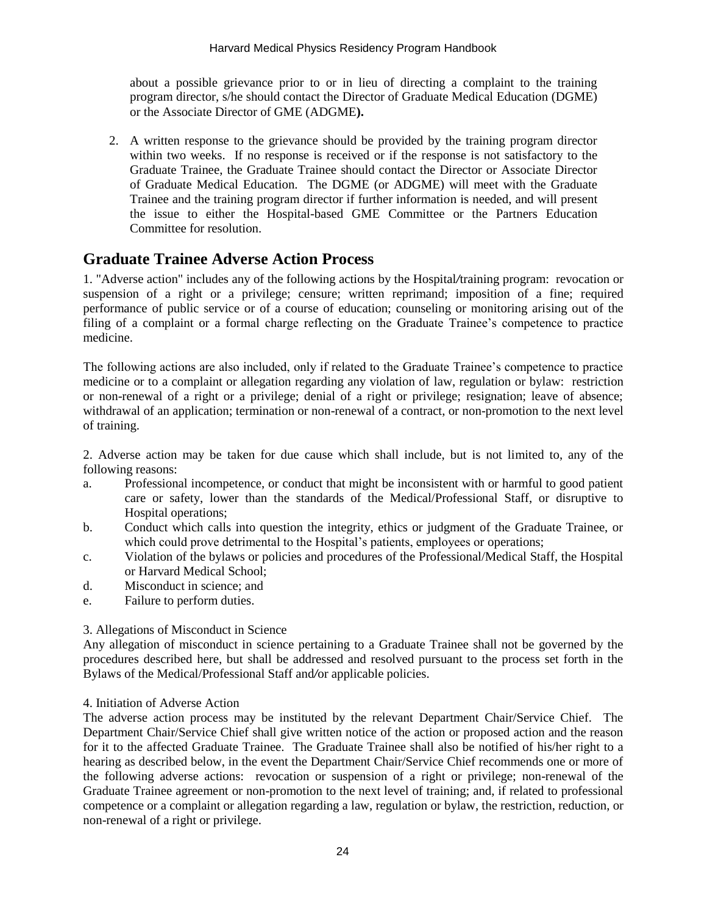about a possible grievance prior to or in lieu of directing a complaint to the training program director, s/he should contact the Director of Graduate Medical Education (DGME) or the Associate Director of GME (ADGME**).**

2. A written response to the grievance should be provided by the training program director within two weeks. If no response is received or if the response is not satisfactory to the Graduate Trainee, the Graduate Trainee should contact the Director or Associate Director of Graduate Medical Education. The DGME (or ADGME) will meet with the Graduate Trainee and the training program director if further information is needed, and will present the issue to either the Hospital-based GME Committee or the Partners Education Committee for resolution.

## Graduate Trainee Adverse Action Process

1. "Adverse action" includes any of the following actions by the Hospital/training program: revocation or suspension of a right or a privilege; censure; written reprimand; imposition of a fine; required performance of public service or of a course of education; counseling or monitoring arising out of the filing of a complaint or a formal charge reflecting on the Graduate Trainee's competence to practice medicine.

The following actions are also included, only if related to the Graduate Trainee's competence to practice medicine or to a complaint or allegation regarding any violation of law, regulation or bylaw: restriction or non-renewal of a right or a privilege; denial of a right or privilege; resignation; leave of absence; withdrawal of an application; termination or non-renewal of a contract, or non-promotion to the next level of training.

2. Adverse action may be taken for due cause which shall include, but is not limited to, any of the following reasons:

a. Professional incompetence, or conduct that might be inconsistent with or harmful to good patient care or safety, lower than the standards of the Medical/Professional Staff, or disruptive to Hospital operations;
b. Conduct which calls into question the integrity, ethics or judgment of the Graduate Trainee, or which could prove detrimental to the Hospital's patients, employees or operations;
c. Violation of the bylaws or policies and procedures of the Professional/Medical Staff, the Hospital or Harvard Medical School;
d. Misconduct in science; and
e. Failure to perform duties.

3. Allegations of Misconduct in Science

Any allegation of misconduct in science pertaining to a Graduate Trainee shall not be governed by the procedures described here, but shall be addressed and resolved pursuant to the process set forth in the Bylaws of the Medical/Professional Staff and/or applicable policies.

4. Initiation of Adverse Action

The adverse action process may be instituted by the relevant Department Chair/Service Chief. The Department Chair/Service Chief shall give written notice of the action or proposed action and the reason for it to the affected Graduate Trainee. The Graduate Trainee shall also be notified of his/her right to a hearing as described below, in the event the Department Chair/Service Chief recommends one or more of the following adverse actions: revocation or suspension of a right or privilege; non-renewal of the Graduate Trainee agreement or non-promotion to the next level of training; and, if related to professional competence or a complaint or allegation regarding a law, regulation or bylaw, the restriction, reduction, or non-renewal of a right or privilege.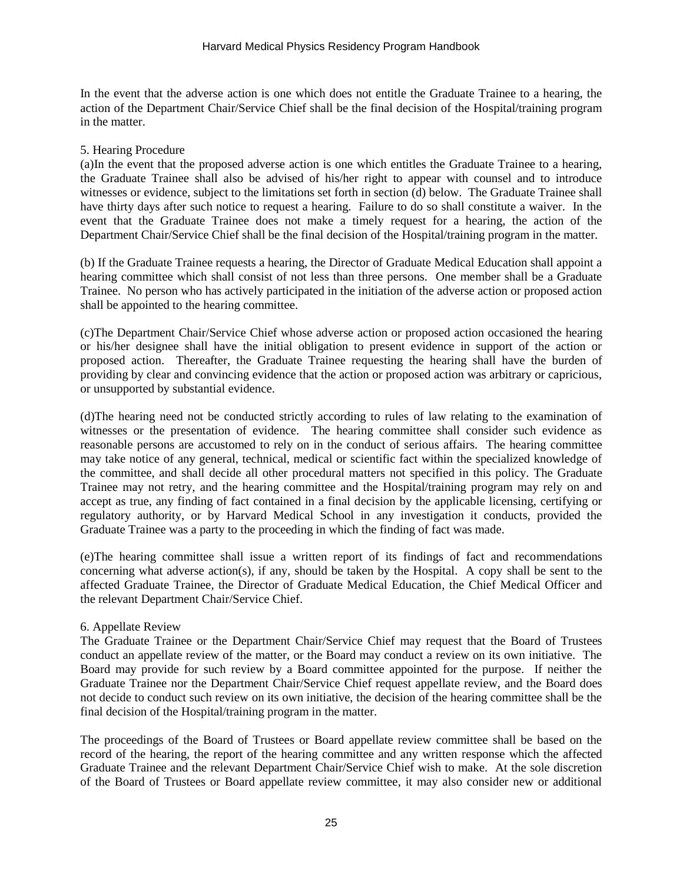In the event that the adverse action is one which does not entitle the Graduate Trainee to a hearing, the action of the Department Chair/Service Chief shall be the final decision of the Hospital/training program in the matter.

5. Hearing Procedure

(a)In the event that the proposed adverse action is one which entitles the Graduate Trainee to a hearing, the Graduate Trainee shall also be advised of his/her right to appear with counsel and to introduce witnesses or evidence, subject to the limitations set forth in section (d) below. The Graduate Trainee shall have thirty days after such notice to request a hearing. Failure to do so shall constitute a waiver. In the event that the Graduate Trainee does not make a timely request for a hearing, the action of the Department Chair/Service Chief shall be the final decision of the Hospital/training program in the matter.

(b) If the Graduate Trainee requests a hearing, the Director of Graduate Medical Education shall appoint a hearing committee which shall consist of not less than three persons. One member shall be a Graduate Trainee. No person who has actively participated in the initiation of the adverse action or proposed action shall be appointed to the hearing committee.

(c)The Department Chair/Service Chief whose adverse action or proposed action occasioned the hearing or his/her designee shall have the initial obligation to present evidence in support of the action or proposed action. Thereafter, the Graduate Trainee requesting the hearing shall have the burden of providing by clear and convincing evidence that the action or proposed action was arbitrary or capricious, or unsupported by substantial evidence.

(d)The hearing need not be conducted strictly according to rules of law relating to the examination of witnesses or the presentation of evidence. The hearing committee shall consider such evidence as reasonable persons are accustomed to rely on in the conduct of serious affairs. The hearing committee may take notice of any general, technical, medical or scientific fact within the specialized knowledge of the committee, and shall decide all other procedural matters not specified in this policy. The Graduate Trainee may not retry, and the hearing committee and the Hospital/training program may rely on and accept as true, any finding of fact contained in a final decision by the applicable licensing, certifying or regulatory authority, or by Harvard Medical School in any investigation it conducts, provided the Graduate Trainee was a party to the proceeding in which the finding of fact was made.

(e)The hearing committee shall issue a written report of its findings of fact and recommendations concerning what adverse action(s), if any, should be taken by the Hospital. A copy shall be sent to the affected Graduate Trainee, the Director of Graduate Medical Education, the Chief Medical Officer and the relevant Department Chair/Service Chief.

6. Appellate Review

The Graduate Trainee or the Department Chair/Service Chief may request that the Board of Trustees conduct an appellate review of the matter, or the Board may conduct a review on its own initiative. The Board may provide for such review by a Board committee appointed for the purpose. If neither the Graduate Trainee nor the Department Chair/Service Chief request appellate review, and the Board does not decide to conduct such review on its own initiative, the decision of the hearing committee shall be the final decision of the Hospital/training program in the matter.

The proceedings of the Board of Trustees or Board appellate review committee shall be based on the record of the hearing, the report of the hearing committee and any written response which the affected Graduate Trainee and the relevant Department Chair/Service Chief wish to make. At the sole discretion of the Board of Trustees or Board appellate review committee, it may also consider new or additional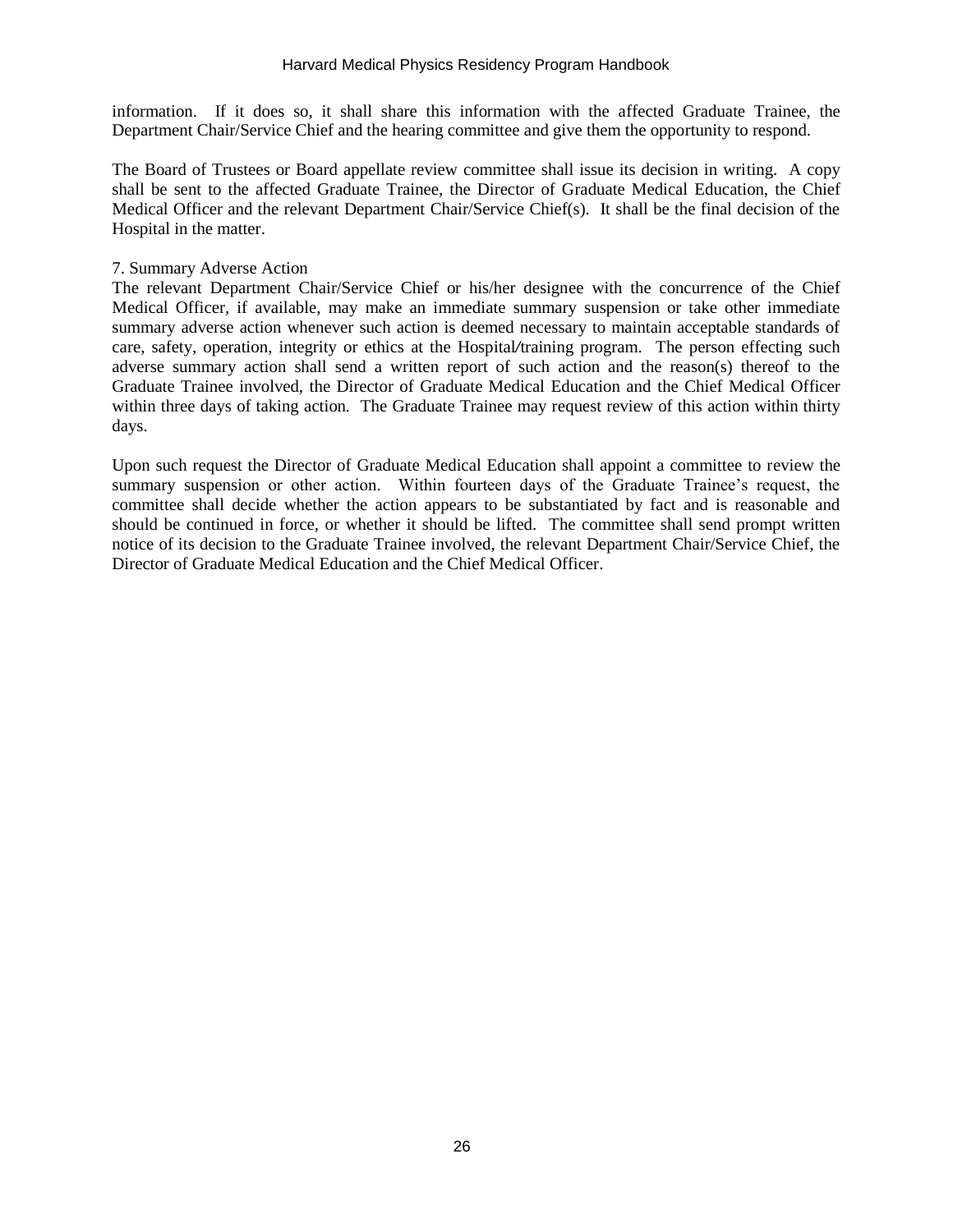information. If it does so, it shall share this information with the affected Graduate Trainee, the Department Chair/Service Chief and the hearing committee and give them the opportunity to respond.

The Board of Trustees or Board appellate review committee shall issue its decision in writing. A copy shall be sent to the affected Graduate Trainee, the Director of Graduate Medical Education, the Chief Medical Officer and the relevant Department Chair/Service Chief(s). It shall be the final decision of the Hospital in the matter.

7. Summary Adverse Action

The relevant Department Chair/Service Chief or his/her designee with the concurrence of the Chief Medical Officer, if available, may make an immediate summary suspension or take other immediate summary adverse action whenever such action is deemed necessary to maintain acceptable standards of care, safety, operation, integrity or ethics at the Hospital/training program. The person effecting such adverse summary action shall send a written report of such action and the reason(s) thereof to the Graduate Trainee involved, the Director of Graduate Medical Education and the Chief Medical Officer within three days of taking action. The Graduate Trainee may request review of this action within thirty days.

Upon such request the Director of Graduate Medical Education shall appoint a committee to review the summary suspension or other action. Within fourteen days of the Graduate Trainee's request, the committee shall decide whether the action appears to be substantiated by fact and is reasonable and should be continued in force, or whether it should be lifted. The committee shall send prompt written notice of its decision to the Graduate Trainee involved, the relevant Department Chair/Service Chief, the Director of Graduate Medical Education and the Chief Medical Officer.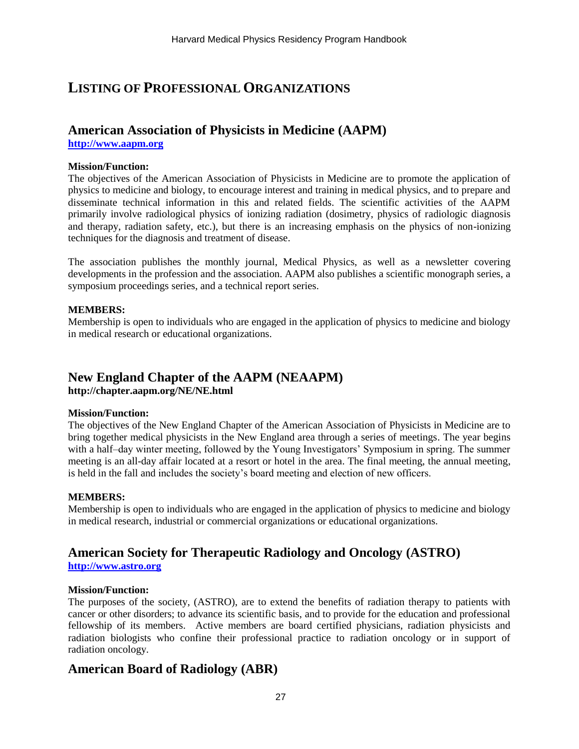# LISTING OF PROFESSIONAL ORGANIZATIONS

## American Association of Physicists in Medicine (AAPM)

**[http://www.aapm.org](http://www.aapm.org)**

**Mission/Function:**

The objectives of the American Association of Physicists in Medicine are to promote the application of physics to medicine and biology, to encourage interest and training in medical physics, and to prepare and disseminate technical information in this and related fields. The scientific activities of the AAPM primarily involve radiological physics of ionizing radiation (dosimetry, physics of radiologic diagnosis and therapy, radiation safety, etc.), but there is an increasing emphasis on the physics of non-ionizing techniques for the diagnosis and treatment of disease.

The association publishes the monthly journal, Medical Physics, as well as a newsletter covering developments in the profession and the association. AAPM also publishes a scientific monograph series, a symposium proceedings series, and a technical report series.

**MEMBERS:**

Membership is open to individuals who are engaged in the application of physics to medicine and biology in medical research or educational organizations.

## New England Chapter of the AAPM (NEAAPM)

**http://chapter.aapm.org/NE/NE.html**

**Mission/Function:**

The objectives of the New England Chapter of the American Association of Physicists in Medicine are to bring together medical physicists in the New England area through a series of meetings. The year begins with a half–day winter meeting, followed by the Young Investigators' Symposium in spring. The summer meeting is an all-day affair located at a resort or hotel in the area. The final meeting, the annual meeting, is held in the fall and includes the society's board meeting and election of new officers.

**MEMBERS:**

Membership is open to individuals who are engaged in the application of physics to medicine and biology in medical research, industrial or commercial organizations or educational organizations.

## American Society for Therapeutic Radiology and Oncology (ASTRO)

**[http://www.astro.org](http://www.astro.org)**

**Mission/Function:**

The purposes of the society, (ASTRO), are to extend the benefits of radiation therapy to patients with cancer or other disorders; to advance its scientific basis, and to provide for the education and professional fellowship of its members. Active members are board certified physicians, radiation physicists and radiation biologists who confine their professional practice to radiation oncology or in support of radiation oncology.

## American Board of Radiology (ABR)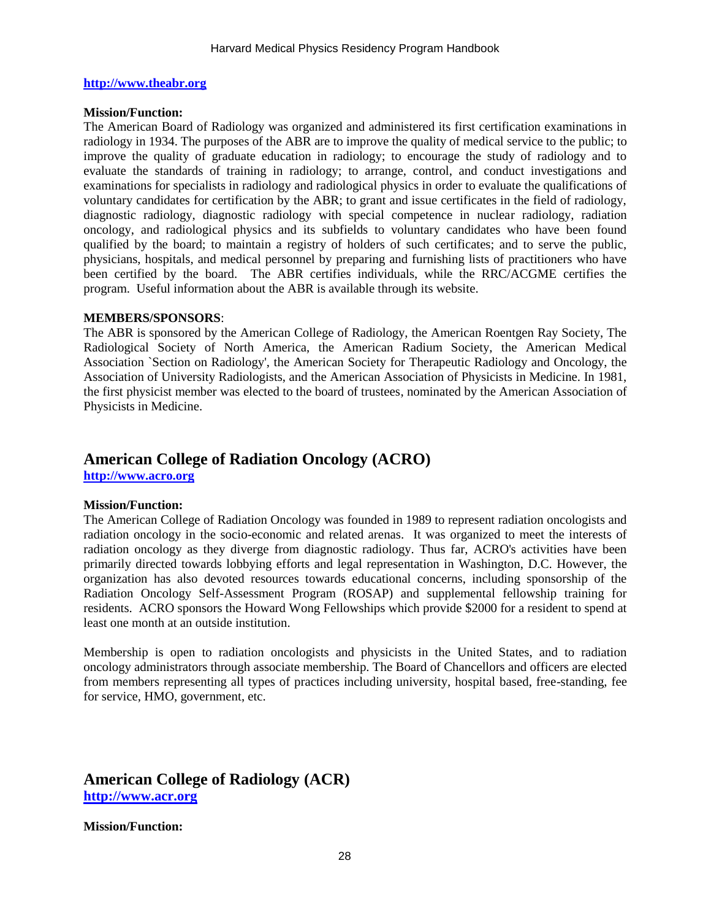**http://www.theabr.org**

**Mission/Function:**
The American Board of Radiology was organized and administered its first certification examinations in radiology in 1934. The purposes of the ABR are to improve the quality of medical service to the public; to improve the quality of graduate education in radiology; to encourage the study of radiology and to evaluate the standards of training in radiology; to arrange, control, and conduct investigations and examinations for specialists in radiology and radiological physics in order to evaluate the qualifications of voluntary candidates for certification by the ABR; to grant and issue certificates in the field of radiology, diagnostic radiology, diagnostic radiology with special competence in nuclear radiology, radiation oncology, and radiological physics and its subfields to voluntary candidates who have been found qualified by the board; to maintain a registry of holders of such certificates; and to serve the public, physicians, hospitals, and medical personnel by preparing and furnishing lists of practitioners who have been certified by the board. The ABR certifies individuals, while the RRC/ACGME certifies the program. Useful information about the ABR is available through its website.

**MEMBERS/SPONSORS**:
The ABR is sponsored by the American College of Radiology, the American Roentgen Ray Society, The Radiological Society of North America, the American Radium Society, the American Medical Association `Section on Radiology', the American Society for Therapeutic Radiology and Oncology, the Association of University Radiologists, and the American Association of Physicists in Medicine. In 1981, the first physicist member was elected to the board of trustees, nominated by the American Association of Physicists in Medicine.

## American College of Radiation Oncology (ACRO)

**http://www.acro.org**

**Mission/Function:**
The American College of Radiation Oncology was founded in 1989 to represent radiation oncologists and radiation oncology in the socio-economic and related arenas. It was organized to meet the interests of radiation oncology as they diverge from diagnostic radiology. Thus far, ACRO's activities have been primarily directed towards lobbying efforts and legal representation in Washington, D.C. However, the organization has also devoted resources towards educational concerns, including sponsorship of the Radiation Oncology Self-Assessment Program (ROSAP) and supplemental fellowship training for residents. ACRO sponsors the Howard Wong Fellowships which provide $2000 for a resident to spend at least one month at an outside institution.

Membership is open to radiation oncologists and physicists in the United States, and to radiation oncology administrators through associate membership. The Board of Chancellors and officers are elected from members representing all types of practices including university, hospital based, free-standing, fee for service, HMO, government, etc.

## American College of Radiology (ACR)

**http://www.acr.org**

**Mission/Function:**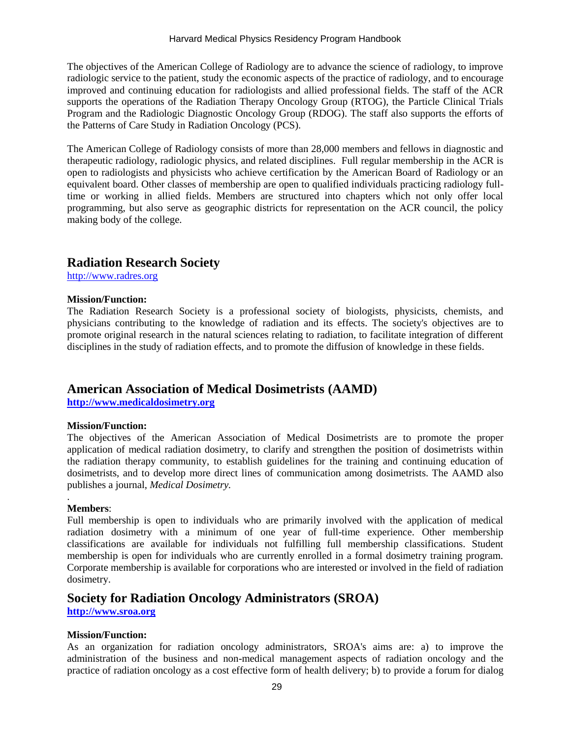The objectives of the American College of Radiology are to advance the science of radiology, to improve radiologic service to the patient, study the economic aspects of the practice of radiology, and to encourage improved and continuing education for radiologists and allied professional fields. The staff of the ACR supports the operations of the Radiation Therapy Oncology Group (RTOG), the Particle Clinical Trials Program and the Radiologic Diagnostic Oncology Group (RDOG). The staff also supports the efforts of the Patterns of Care Study in Radiation Oncology (PCS).

The American College of Radiology consists of more than 28,000 members and fellows in diagnostic and therapeutic radiology, radiologic physics, and related disciplines. Full regular membership in the ACR is open to radiologists and physicists who achieve certification by the American Board of Radiology or an equivalent board. Other classes of membership are open to qualified individuals practicing radiology full-time or working in allied fields. Members are structured into chapters which not only offer local programming, but also serve as geographic districts for representation on the ACR council, the policy making body of the college.

## Radiation Research Society

http://www.radres.org

**Mission/Function:**
The Radiation Research Society is a professional society of biologists, physicists, chemists, and physicians contributing to the knowledge of radiation and its effects. The society's objectives are to promote original research in the natural sciences relating to radiation, to facilitate integration of different disciplines in the study of radiation effects, and to promote the diffusion of knowledge in these fields.

## American Association of Medical Dosimetrists (AAMD)

**http://www.medicaldosimetry.org**

**Mission/Function:**
The objectives of the American Association of Medical Dosimetrists are to promote the proper application of medical radiation dosimetry, to clarify and strengthen the position of dosimetrists within the radiation therapy community, to establish guidelines for the training and continuing education of dosimetrists, and to develop more direct lines of communication among dosimetrists. The AAMD also publishes a journal, *Medical Dosimetry.*

.
**Members**:
Full membership is open to individuals who are primarily involved with the application of medical radiation dosimetry with a minimum of one year of full-time experience. Other membership classifications are available for individuals not fulfilling full membership classifications. Student membership is open for individuals who are currently enrolled in a formal dosimetry training program. Corporate membership is available for corporations who are interested or involved in the field of radiation dosimetry.

## Society for Radiation Oncology Administrators (SROA)

**http://www.sroa.org**

**Mission/Function:**
As an organization for radiation oncology administrators, SROA's aims are: a) to improve the administration of the business and non-medical management aspects of radiation oncology and the practice of radiation oncology as a cost effective form of health delivery; b) to provide a forum for dialog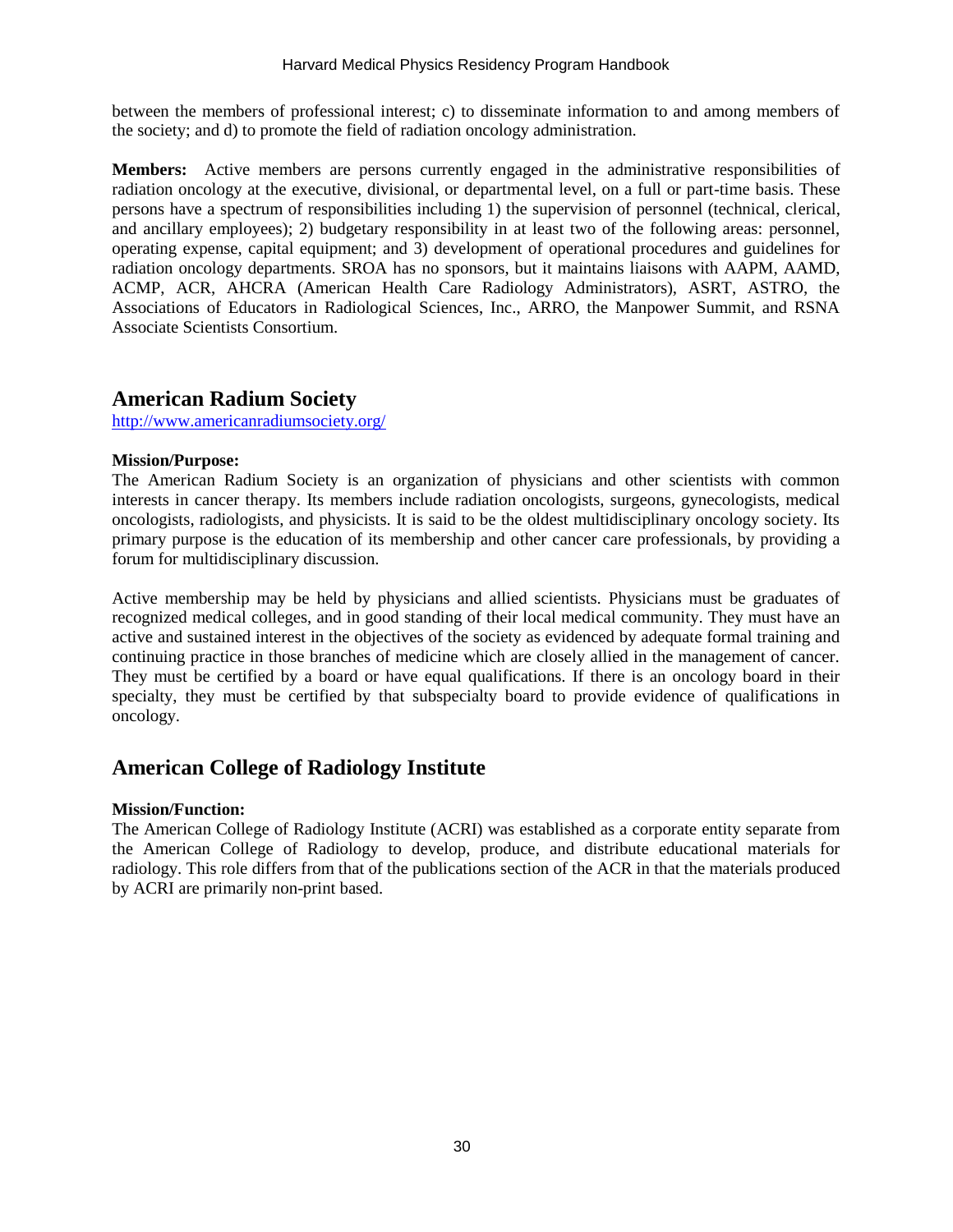between the members of professional interest; c) to disseminate information to and among members of the society; and d) to promote the field of radiation oncology administration.

**Members:** Active members are persons currently engaged in the administrative responsibilities of radiation oncology at the executive, divisional, or departmental level, on a full or part-time basis. These persons have a spectrum of responsibilities including 1) the supervision of personnel (technical, clerical, and ancillary employees); 2) budgetary responsibility in at least two of the following areas: personnel, operating expense, capital equipment; and 3) development of operational procedures and guidelines for radiation oncology departments. SROA has no sponsors, but it maintains liaisons with AAPM, AAMD, ACMP, ACR, AHCRA (American Health Care Radiology Administrators), ASRT, ASTRO, the Associations of Educators in Radiological Sciences, Inc., ARRO, the Manpower Summit, and RSNA Associate Scientists Consortium.

## American Radium Society

http://www.americanradiumsociety.org/

**Mission/Purpose:**
The American Radium Society is an organization of physicians and other scientists with common interests in cancer therapy. Its members include radiation oncologists, surgeons, gynecologists, medical oncologists, radiologists, and physicists. It is said to be the oldest multidisciplinary oncology society. Its primary purpose is the education of its membership and other cancer care professionals, by providing a forum for multidisciplinary discussion.

Active membership may be held by physicians and allied scientists. Physicians must be graduates of recognized medical colleges, and in good standing of their local medical community. They must have an active and sustained interest in the objectives of the society as evidenced by adequate formal training and continuing practice in those branches of medicine which are closely allied in the management of cancer. They must be certified by a board or have equal qualifications. If there is an oncology board in their specialty, they must be certified by that subspecialty board to provide evidence of qualifications in oncology.

## American College of Radiology Institute

**Mission/Function:**
The American College of Radiology Institute (ACRI) was established as a corporate entity separate from the American College of Radiology to develop, produce, and distribute educational materials for radiology. This role differs from that of the publications section of the ACR in that the materials produced by ACRI are primarily non-print based.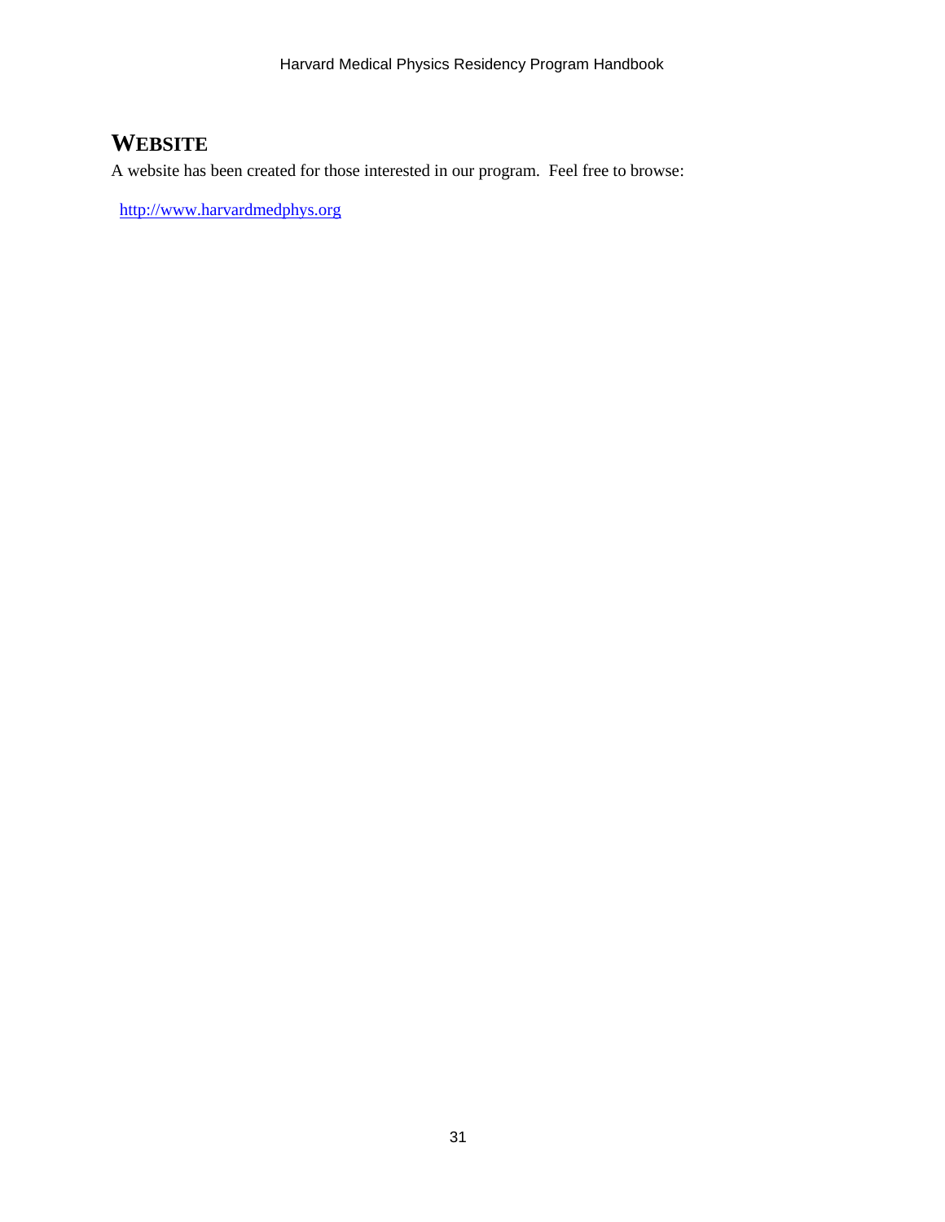## WEBSITE

A website has been created for those interested in our program. Feel free to browse:

http://www.harvardmedphys.org